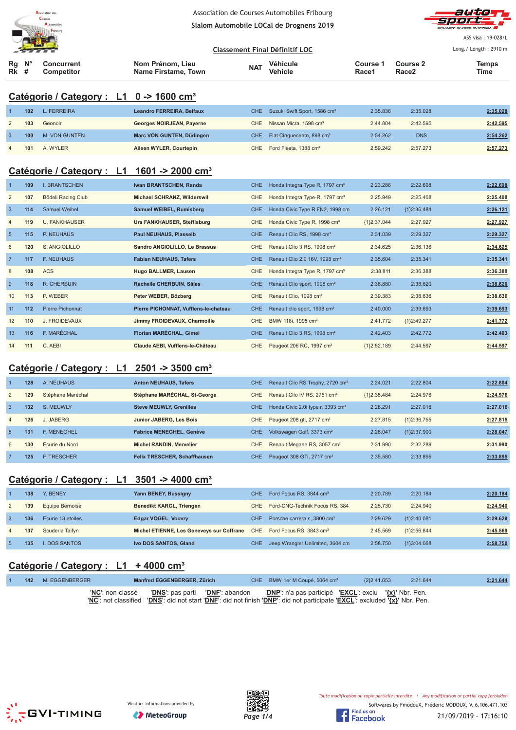Association de Courses Automobiles Fribourg

**Slalom Automobile LOCal de Drognens 2019**

ASS visa : 19-028/L

**Classement Final Définitif LOC**

Long./ Length : 2910 m

## Catégorie / Category : L1 0 -> 1600 cm³

| Rg Rk | N° # | Concurrent Competitor | Nom Prénom, Lieu Name Firstame, Town | NAT | Véhicule Vehicle | Course 1 Race1 | Course 2 Race2 | Temps Time |
|---|---|---|---|---|---|---|---|---|
| 1 | 102 | L. FERREIRA | **Leandro FERREIRA, Belfaux** | CHE | Suzuki Swift Sport, 1586 cm³ | 2:35.836 | 2:35.028 | **2:35.028** |
| 2 | 103 | Geonoir | **Georges NOIRJEAN, Payerne** | CHE | Nissan Micra, 1598 cm³ | 2:44.804 | 2:42.595 | **2:42.595** |
| 3 | 100 | M. VON GUNTEN | **Marc VON GUNTEN, Düdingen** | CHE | Fiat Cinquecento, 898 cm³ | 2:54.262 | DNS | **2:54.262** |
| 4 | 101 | A. WYLER | **Aileen WYLER, Courtepin** | CHE | Ford Fiesta, 1388 cm³ | 2:59.242 | 2:57.273 | **2:57.273** |

## Catégorie / Category : L1 1601 -> 2000 cm³

| Rg Rk | N° # | Concurrent Competitor | Nom Prénom, Lieu Name Firstame, Town | NAT | Véhicule Vehicle | Course 1 Race1 | Course 2 Race2 | Temps Time |
|---|---|---|---|---|---|---|---|---|
| 1 | 109 | I. BRANTSCHEN | **Iwan BRANTSCHEN, Randa** | CHE | Honda Integra Type R, 1797 cm³ | 2:23.286 | 2:22.698 | **2:22.698** |
| 2 | 107 | Bödeli Racing Club | **Michael SCHRANZ, Wilderswil** | CHE | Honda Integra Type-R, 1797 cm³ | 2:25.949 | 2:25.408 | **2:25.408** |
| 3 | 114 | Samuel Weibel | **Samuel WEIBEL, Rumisberg** | CHE | Honda Civic Type R FN2, 1998 cm | 2:26.121 | {1}2:36.484 | **2:26.121** |
| 4 | 119 | U. FANKHAUSER | **Urs FANKHAUSER, Steffisburg** | CHE | Honda Civic Type R, 1998 cm³ | {1}2:37.044 | 2:27.927 | **2:27.927** |
| 5 | 115 | P. NEUHAUS | **Paul NEUHAUS, Plasselb** | CHE | Renault Clio RS, 1998 cm³ | 2:31.039 | 2:29.327 | **2:29.327** |
| 6 | 120 | S. ANGIOLILLO | **Sandro ANGIOLILLO, Le Brassus** | CHE | Renault Clio 3 RS, 1998 cm³ | 2:34.625 | 2:36.136 | **2:34.625** |
| 7 | 117 | F. NEUHAUS | **Fabian NEUHAUS, Tafers** | CHE | Renault Clio 2.0 16V, 1998 cm³ | 2:35.604 | 2:35.341 | **2:35.341** |
| 8 | 108 | ACS | **Hugo BALLMER, Lausen** | CHE | Honda Integra Type R, 1797 cm³ | 2:38.811 | 2:36.388 | **2:36.388** |
| 9 | 118 | R. CHERBUIN | **Rachelle CHERBUIN, Sâles** | CHE | Renault Clio sport, 1998 cm³ | 2:38.880 | 2:38.620 | **2:38.620** |
| 10 | 113 | P. WEBER | **Peter WEBER, Bözberg** | CHE | Renault Clio, 1998 cm³ | 2:39.383 | 2:38.636 | **2:38.636** |
| 11 | 112 | Pierre Pichonnat | **Pierre PICHONNAT, Vufflens-le-chateau** | CHE | Renault clio sport, 1998 cm³ | 2:40.000 | 2:39.693 | **2:39.693** |
| 12 | 110 | J. FROIDEVAUX | **Jimmy FROIDEVAUX, Charmoille** | CHE | BMW 118i, 1995 cm³ | 2:41.772 | {1}2:49.277 | **2:41.772** |
| 13 | 116 | F. MARÉCHAL | **Florian MARÉCHAL, Gimel** | CHE | Renault Clio 3 RS, 1998 cm³ | 2:42.403 | 2:42.772 | **2:42.403** |
| 14 | 111 | C. AEBI | **Claude AEBI, Vufflens-le-Château** | CHE | Peugeot 206 RC, 1997 cm³ | {1}2:52.189 | 2:44.597 | **2:44.597** |

## Catégorie / Category : L1 2501 -> 3500 cm³

| Rg Rk | N° # | Concurrent Competitor | Nom Prénom, Lieu Name Firstame, Town | NAT | Véhicule Vehicle | Course 1 Race1 | Course 2 Race2 | Temps Time |
|---|---|---|---|---|---|---|---|---|
| 1 | 128 | A. NEUHAUS | **Anton NEUHAUS, Tafers** | CHE | Renault Clio RS Trophy, 2720 cm³ | 2:24.021 | 2:22.804 | **2:22.804** |
| 2 | 129 | Stéphane Maréchal | **Stéphane MARÉCHAL, St-George** | CHE | Renault Clio IV RS, 2751 cm³ | {1}2:35.484 | 2:24.976 | **2:24.976** |
| 3 | 132 | S. MEUWLY | **Steve MEUWLY, Grenilles** | CHE | Honda Civic 2.0i type r, 3393 cm³ | 2:28.291 | 2:27.016 | **2:27.016** |
| 4 | 126 | J. JABERG | **Junior JABERG, Les Bois** | CHE | Peugeot 208 gti, 2717 cm³ | 2:27.815 | {1}2:36.755 | **2:27.815** |
| 5 | 131 | F. MENEGHEL | **Fabrice MENEGHEL, Genève** | CHE | Volkswagen Golf, 3373 cm³ | 2:28.047 | {1}2:37.900 | **2:28.047** |
| 6 | 130 | Ecurie du Nord | **Michel RANDIN, Mervelier** | CHE | Renault Megane RS, 3057 cm³ | 2:31.990 | 2:32.289 | **2:31.990** |
| 7 | 125 | F. TRESCHER | **Felix TRESCHER, Schaffhausen** | CHE | Peugeot 308 GTi, 2717 cm³ | 2:35.580 | 2:33.895 | **2:33.895** |

## Catégorie / Category : L1 3501 -> 4000 cm³

| Rg Rk | N° # | Concurrent Competitor | Nom Prénom, Lieu Name Firstame, Town | NAT | Véhicule Vehicle | Course 1 Race1 | Course 2 Race2 | Temps Time |
|---|---|---|---|---|---|---|---|---|
| 1 | 138 | Y. BENEY | **Yann BENEY, Bussigny** | CHE | Ford Focus RS, 3844 cm³ | 2:20.789 | 2:20.184 | **2:20.184** |
| 2 | 139 | Equipe Bernoise | **Benedikt KARGL, Triengen** | CHE | Ford-CNG-Technik Focus RS, 384 | 2:25.730 | 2:24.940 | **2:24.940** |
| 3 | 136 | Ecurie 13 etoiles | **Edgar VOGEL, Vouvry** | CHE | Porsche carrera s, 3800 cm³ | 2:29.629 | {1}2:40.081 | **2:29.629** |
| 4 | 137 | Scuderia Taifyn | **Michel ETIENNE, Les Geneveys sur Coffrane** | CHE | Ford Focus RS, 3843 cm³ | 2:45.569 | {1}2:56.844 | **2:45.569** |
| 5 | 135 | I. DOS SANTOS | **Ivo DOS SANTOS, Gland** | CHE | Jeep Wrangler Unlimited, 3604 cm | 2:58.750 | {1}3:04.068 | **2:58.750** |

## Catégorie / Category : L1 + 4000 cm³

| Rg Rk | N° # | Concurrent Competitor | Nom Prénom, Lieu Name Firstame, Town | NAT | Véhicule Vehicle | Course 1 Race1 | Course 2 Race2 | Temps Time |
|---|---|---|---|---|---|---|---|---|
| 1 | 142 | M. EGGENBERGER | **Manfred EGGENBERGER, Zürich** | CHE | BMW 1er M Coupé, 5064 cm³ | {2}2:41.653 | 2:21.644 | **2:21.644** |

'**NC**': non-classé '**DNS**': pas parti '**DNF**': abandon '**DNP**': n'a pas participé '**EXCL**': exclu '**{x}**' Nbr. Pen.
'**NC**': not classified '**DNS**': did not start '**DNF**': did not finish '**DNP**': did not participate '**EXCL**': excluded '**{x}**' Nbr. Pen.

Weather informations provided by MeteoGroup

*Toute modification ou copie partielle interdite / Any modification or partial copy forbidden*

Softwares by FmodouX, Frédéric MODOUX, V. 6.106.471.103

21/09/2019 - 17:16:10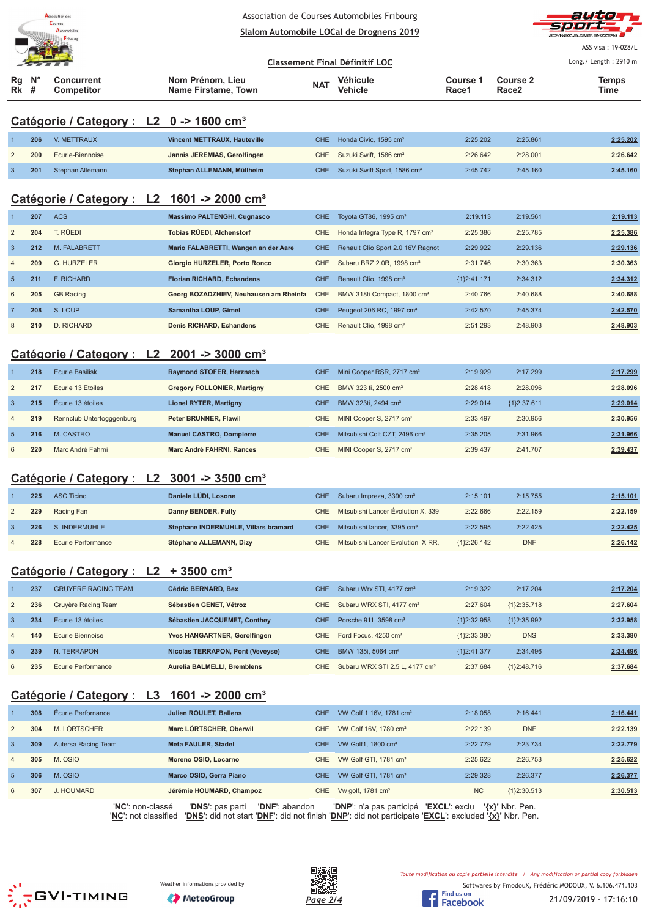Association de Courses Automobiles Fribourg

Slalom Automobile LOCal de Drognens 2019

ASS visa : 19-028/L

Long./ Length : 2910 m

## Classement Final Définitif LOC

### Catégorie / Category : L2 0 -> 1600 cm³

| Rg Rk | N° # | Concurrent Competitor | Nom Prénom, Lieu Name Firstame, Town | NAT | Véhicule Vehicle | Course 1 Race1 | Course 2 Race2 | Temps Time |
|---|---|---|---|---|---|---|---|---|
| 1 | 206 | V. METTRAUX | **Vincent METTRAUX, Hauteville** | CHE | Honda Civic, 1595 cm³ | 2:25.202 | 2:25.861 | 2:25.202 |
| 2 | 200 | Ecurie-Biennoise | **Jannis JEREMIAS, Gerolfingen** | CHE | Suzuki Swift, 1586 cm³ | 2:26.642 | 2:28.001 | 2:26.642 |
| 3 | 201 | Stephan Allemann | **Stephan ALLEMANN, Müllheim** | CHE | Suzuki Swift Sport, 1586 cm³ | 2:45.742 | 2:45.160 | 2:45.160 |

### Catégorie / Category : L2 1601 -> 2000 cm³

| Rg Rk | N° # | Concurrent Competitor | Nom Prénom, Lieu Name Firstame, Town | NAT | Véhicule Vehicle | Course 1 Race1 | Course 2 Race2 | Temps Time |
|---|---|---|---|---|---|---|---|---|
| 1 | 207 | ACS | **Massimo PALTENGHI, Cugnasco** | CHE | Toyota GT86, 1995 cm³ | 2:19.113 | 2:19.561 | 2:19.113 |
| 2 | 204 | T. RÜEDI | **Tobias RÜEDI, Alchenstorf** | CHE | Honda Integra Type R, 1797 cm³ | 2:25.386 | 2:25.785 | 2:25.386 |
| 3 | 212 | M. FALABRETTI | **Mario FALABRETTI, Wangen an der Aare** | CHE | Renault Clio Sport 2.0 16V Ragnot | 2:29.922 | 2:29.136 | 2:29.136 |
| 4 | 209 | G. HURZELER | **Giorgio HURZELER, Porto Ronco** | CHE | Subaru BRZ 2.0R, 1998 cm³ | 2:31.746 | 2:30.363 | 2:30.363 |
| 5 | 211 | F. RICHARD | **Florian RICHARD, Echandens** | CHE | Renault Clio, 1998 cm³ | {1}2:41.171 | 2:34.312 | 2:34.312 |
| 6 | 205 | GB Racing | **Georg BOZADZHIEV, Neuhausen am Rheinfa** | CHE | BMW 318ti Compact, 1800 cm³ | 2:40.766 | 2:40.688 | 2:40.688 |
| 7 | 208 | S. LOUP | **Samantha LOUP, Gimel** | CHE | Peugeot 206 RC, 1997 cm³ | 2:42.570 | 2:45.374 | 2:42.570 |
| 8 | 210 | D. RICHARD | **Denis RICHARD, Echandens** | CHE | Renault Clio, 1998 cm³ | 2:51.293 | 2:48.903 | 2:48.903 |

### Catégorie / Category : L2 2001 -> 3000 cm³

| Rg Rk | N° # | Concurrent Competitor | Nom Prénom, Lieu Name Firstame, Town | NAT | Véhicule Vehicle | Course 1 Race1 | Course 2 Race2 | Temps Time |
|---|---|---|---|---|---|---|---|---|
| 1 | 218 | Ecurie Basilisk | **Raymond STOFER, Herznach** | CHE | Mini Cooper RSR, 2717 cm³ | 2:19.929 | 2:17.299 | 2:17.299 |
| 2 | 217 | Ecurie 13 Etoiles | **Gregory FOLLONIER, Martigny** | CHE | BMW 323 ti, 2500 cm³ | 2:28.418 | 2:28.096 | 2:28.096 |
| 3 | 215 | Écurie 13 étoiles | **Lionel RYTER, Martigny** | CHE | BMW 323ti, 2494 cm³ | 2:29.014 | {1}2:37.611 | 2:29.014 |
| 4 | 219 | Rennclub Untertoggenburg | **Peter BRUNNER, Flawil** | CHE | MINI Cooper S, 2717 cm³ | 2:33.497 | 2:30.956 | 2:30.956 |
| 5 | 216 | M. CASTRO | **Manuel CASTRO, Dompierre** | CHE | Mitsubishi Colt CZT, 2496 cm³ | 2:35.205 | 2:31.966 | 2:31.966 |
| 6 | 220 | Marc André Fahrni | **Marc André FAHRNI, Rances** | CHE | MINI Cooper S, 2717 cm³ | 2:39.437 | 2:41.707 | 2:39.437 |

### Catégorie / Category : L2 3001 -> 3500 cm³

| Rg Rk | N° # | Concurrent Competitor | Nom Prénom, Lieu Name Firstame, Town | NAT | Véhicule Vehicle | Course 1 Race1 | Course 2 Race2 | Temps Time |
|---|---|---|---|---|---|---|---|---|
| 1 | 225 | ASC Ticino | **Daniele LÜDI, Losone** | CHE | Subaru Impreza, 3390 cm³ | 2:15.101 | 2:15.755 | 2:15.101 |
| 2 | 229 | Racing Fan | **Danny BENDER, Fully** | CHE | Mitsubishi Lancer Évolution X, 339 | 2:22.666 | 2:22.159 | 2:22.159 |
| 3 | 226 | S. INDERMUHLE | **Stephane INDERMUHLE, Villars bramard** | CHE | Mitsubishi lancer, 3395 cm³ | 2:22.595 | 2:22.425 | 2:22.425 |
| 4 | 228 | Ecurie Performance | **Stéphane ALLEMANN, Dizy** | CHE | Mitsubishi Lancer Evolution IX RR, | {1}2:26.142 | DNF | 2:26.142 |

### Catégorie / Category : L2 + 3500 cm³

| Rg Rk | N° # | Concurrent Competitor | Nom Prénom, Lieu Name Firstame, Town | NAT | Véhicule Vehicle | Course 1 Race1 | Course 2 Race2 | Temps Time |
|---|---|---|---|---|---|---|---|---|
| 1 | 237 | GRUYERE RACING TEAM | **Cédric BERNARD, Bex** | CHE | Subaru Wrx STI, 4177 cm³ | 2:19.322 | 2:17.204 | 2:17.204 |
| 2 | 236 | Gruyère Racing Team | **Sébastien GENET, Vétroz** | CHE | Subaru WRX STI, 4177 cm³ | 2:27.604 | {1}2:35.718 | 2:27.604 |
| 3 | 234 | Ecurie 13 étoiles | **Sébastien JACQUEMET, Conthey** | CHE | Porsche 911, 3598 cm³ | {1}2:32.958 | {1}2:35.992 | 2:32.958 |
| 4 | 140 | Ecurie Biennoise | **Yves HANGARTNER, Gerolfingen** | CHE | Ford Focus, 4250 cm³ | {1}2:33.380 | DNS | 2:33.380 |
| 5 | 239 | N. TERRAPON | **Nicolas TERRAPON, Pont (Veveyse)** | CHE | BMW 135i, 5064 cm³ | {1}2:41.377 | 2:34.496 | 2:34.496 |
| 6 | 235 | Ecurie Performance | **Aurelia BALMELLI, Bremblens** | CHE | Subaru WRX STI 2.5 L, 4177 cm³ | 2:37.684 | {1}2:48.716 | 2:37.684 |

### Catégorie / Category : L3 1601 -> 2000 cm³

| Rg Rk | N° # | Concurrent Competitor | Nom Prénom, Lieu Name Firstame, Town | NAT | Véhicule Vehicle | Course 1 Race1 | Course 2 Race2 | Temps Time |
|---|---|---|---|---|---|---|---|---|
| 1 | 308 | Écurie Performance | **Julien ROULET, Ballens** | CHE | VW Golf 1 16V, 1781 cm³ | 2:18.058 | 2:16.441 | 2:16.441 |
| 2 | 304 | M. LÖRTSCHER | **Marc LÖRTSCHER, Oberwil** | CHE | VW Golf 16V, 1780 cm³ | 2:22.139 | DNF | 2:22.139 |
| 3 | 309 | Autersa Racing Team | **Meta FAULER, Stadel** | CHE | VW Golf1, 1800 cm³ | 2:22.779 | 2:23.734 | 2:22.779 |
| 4 | 305 | M. OSIO | **Moreno OSIO, Locarno** | CHE | VW Golf GTI, 1781 cm³ | 2:25.622 | 2:26.753 | 2:25.622 |
| 5 | 306 | M. OSIO | **Marco OSIO, Gerra Piano** | CHE | VW Golf GTI, 1781 cm³ | 2:29.328 | 2:26.377 | 2:26.377 |
| 6 | 307 | J. HOUMARD | **Jérémie HOUMARD, Champoz** | CHE | Vw golf, 1781 cm³ | NC | {1}2:30.513 | 2:30.513 |

'**NC**': non-classé '**DNS**': pas parti '**DNF**': abandon '**DNP**': n'a pas participé '**EXCL**': exclu '**{x}**' Nbr. Pen.
'**NC**': not classified '**DNS**': did not start '**DNF**': did not finish '**DNP**': did not participate '**EXCL**': excluded '**{x}**' Nbr. Pen.

Weather informations provided by MeteoGroup

*Toute modification ou copie partielle interdite / Any modification or partial copy forbidden*

Softwares by FmodouX, Frédéric MODOUX, V. 6.106.471.103

21/09/2019 - 17:16:10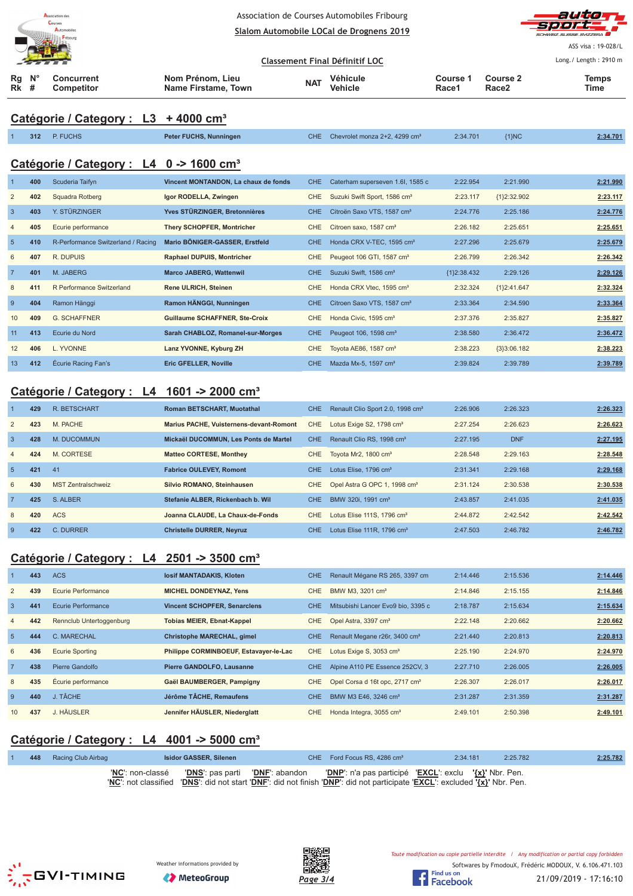Association de Courses Automobiles Fribourg

Slalom Automobile LOCal de Drognens 2019

ASS visa : 19-028/L

Classement Final Définitif LOC

Long./ Length : 2910 m

## Catégorie / Category : L3 + 4000 cm³

| Rg Rk | N° # | Concurrent Competitor | Nom Prénom, Lieu Name Firstame, Town | NAT | Véhicule Vehicle | Course 1 Race1 | Course 2 Race2 | Temps Time |
|---|---|---|---|---|---|---|---|---|
| 1 | 312 | P. FUCHS | Peter FUCHS, Nunningen | CHE | Chevrolet monza 2+2, 4299 cm³ | 2:34.701 | {1}NC | 2:34.701 |

## Catégorie / Category : L4 0 -> 1600 cm³

| Rg Rk | N° # | Concurrent Competitor | Nom Prénom, Lieu Name Firstame, Town | NAT | Véhicule Vehicle | Course 1 Race1 | Course 2 Race2 | Temps Time |
|---|---|---|---|---|---|---|---|---|
| 1 | 400 | Scuderia Taifyn | Vincent MONTANDON, La chaux de fonds | CHE | Caterham superseven 1.6l, 1585 c | 2:22.954 | 2:21.990 | 2:21.990 |
| 2 | 402 | Squadra Rotberg | Igor RODELLA, Zwingen | CHE | Suzuki Swift Sport, 1586 cm³ | 2:23.117 | {1}2:32.902 | 2:23.117 |
| 3 | 403 | Y. STÜRZINGER | Yves STÜRZINGER, Bretonnières | CHE | Citroën Saxo VTS, 1587 cm³ | 2:24.776 | 2:25.186 | 2:24.776 |
| 4 | 405 | Ecurie performance | Thery SCHOPFER, Montricher | CHE | Citroen saxo, 1587 cm³ | 2:26.182 | 2:25.651 | 2:25.651 |
| 5 | 410 | R-Performance Switzerland / Racing | Mario BÖNIGER-GASSER, Erstfeld | CHE | Honda CRX V-TEC, 1595 cm³ | 2:27.296 | 2:25.679 | 2:25.679 |
| 6 | 407 | R. DUPUIS | Raphael DUPUIS, Montricher | CHE | Peugeot 106 GTI, 1587 cm³ | 2:26.799 | 2:26.342 | 2:26.342 |
| 7 | 401 | M. JABERG | Marco JABERG, Wattenwil | CHE | Suzuki Swift, 1586 cm³ | {1}2:38.432 | 2:29.126 | 2:29.126 |
| 8 | 411 | R Performance Switzerland | Rene ULRICH, Steinen | CHE | Honda CRX Vtec, 1595 cm³ | 2:32.324 | {1}2:41.647 | 2:32.324 |
| 9 | 404 | Ramon Hänggi | Ramon HÄNGGI, Nunningen | CHE | Citroen Saxo VTS, 1587 cm³ | 2:33.364 | 2:34.590 | 2:33.364 |
| 10 | 409 | G. SCHAFFNER | Guillaume SCHAFFNER, Ste-Croix | CHE | Honda Civic, 1595 cm³ | 2:37.376 | 2:35.827 | 2:35.827 |
| 11 | 413 | Ecurie du Nord | Sarah CHABLOZ, Romanel-sur-Morges | CHE | Peugeot 106, 1598 cm³ | 2:38.580 | 2:36.472 | 2:36.472 |
| 12 | 406 | L. YVONNE | Lanz YVONNE, Kyburg ZH | CHE | Toyota AE86, 1587 cm³ | 2:38.223 | {3}3:06.182 | 2:38.223 |
| 13 | 412 | Écurie Racing Fan's | Eric GFELLER, Noville | CHE | Mazda Mx-5, 1597 cm³ | 2:39.824 | 2:39.789 | 2:39.789 |

## Catégorie / Category : L4 1601 -> 2000 cm³

| Rg Rk | N° # | Concurrent Competitor | Nom Prénom, Lieu Name Firstame, Town | NAT | Véhicule Vehicle | Course 1 Race1 | Course 2 Race2 | Temps Time |
|---|---|---|---|---|---|---|---|---|
| 1 | 429 | R. BETSCHART | Roman BETSCHART, Muotathal | CHE | Renault Clio Sport 2.0, 1998 cm³ | 2:26.906 | 2:26.323 | 2:26.323 |
| 2 | 423 | M. PACHE | Marius PACHE, Vuisternens-devant-Romont | CHE | Lotus Exige S2, 1798 cm³ | 2:27.254 | 2:26.623 | 2:26.623 |
| 3 | 428 | M. DUCOMMUN | Mickaël DUCOMMUN, Les Ponts de Martel | CHE | Renault Clio RS, 1998 cm³ | 2:27.195 | DNF | 2:27.195 |
| 4 | 424 | M. CORTESE | Matteo CORTESE, Monthey | CHE | Toyota Mr2, 1800 cm³ | 2:28.548 | 2:29.163 | 2:28.548 |
| 5 | 421 | 41 | Fabrice OULEVEY, Romont | CHE | Lotus Elise, 1796 cm³ | 2:31.341 | 2:29.168 | 2:29.168 |
| 6 | 430 | MST Zentralschweiz | Silvio ROMANO, Steinhausen | CHE | Opel Astra G OPC 1, 1998 cm³ | 2:31.124 | 2:30.538 | 2:30.538 |
| 7 | 425 | S. ALBER | Stefanie ALBER, Rickenbach b. Wil | CHE | BMW 320i, 1991 cm³ | 2:43.857 | 2:41.035 | 2:41.035 |
| 8 | 420 | ACS | Joanna CLAUDE, La Chaux-de-Fonds | CHE | Lotus Elise 111S, 1796 cm³ | 2:44.872 | 2:42.542 | 2:42.542 |
| 9 | 422 | C. DURRER | Christelle DURRER, Neyruz | CHE | Lotus Elise 111R, 1796 cm³ | 2:47.503 | 2:46.782 | 2:46.782 |

## Catégorie / Category : L4 2501 -> 3500 cm³

| Rg Rk | N° # | Concurrent Competitor | Nom Prénom, Lieu Name Firstame, Town | NAT | Véhicule Vehicle | Course 1 Race1 | Course 2 Race2 | Temps Time |
|---|---|---|---|---|---|---|---|---|
| 1 | 443 | ACS | Iosif MANTADAKIS, Kloten | CHE | Renault Mégane RS 265, 3397 cm | 2:14.446 | 2:15.536 | 2:14.446 |
| 2 | 439 | Ecurie Performance | MICHEL DONDEYNAZ, Yens | CHE | BMW M3, 3201 cm³ | 2:14.846 | 2:15.155 | 2:14.846 |
| 3 | 441 | Ecurie Performance | Vincent SCHOPFER, Senarclens | CHE | Mitsubishi Lancer Evo9 bio, 3395 c | 2:18.787 | 2:15.634 | 2:15.634 |
| 4 | 442 | Rennclub Untertoggenburg | Tobias MEIER, Ebnat-Kappel | CHE | Opel Astra, 3397 cm³ | 2:22.148 | 2:20.662 | 2:20.662 |
| 5 | 444 | C. MARECHAL | Christophe MARECHAL, gimel | CHE | Renault Megane r26r, 3400 cm³ | 2:21.440 | 2:20.813 | 2:20.813 |
| 6 | 436 | Ecurie Sporting | Philippe CORMINBOEUF, Estavayer-le-Lac | CHE | Lotus Exige S, 3053 cm³ | 2:25.190 | 2:24.970 | 2:24.970 |
| 7 | 438 | Pierre Gandolfo | Pierre GANDOLFO, Lausanne | CHE | Alpine A110 PE Essence 252CV, 3 | 2:27.710 | 2:26.005 | 2:26.005 |
| 8 | 435 | Écurie performance | Gaël BAUMBERGER, Pampigny | CHE | Opel Corsa d 16t opc, 2717 cm³ | 2:26.307 | 2:26.017 | 2:26.017 |
| 9 | 440 | J. TÂCHE | Jérôme TÂCHE, Remaufens | CHE | BMW M3 E46, 3246 cm³ | 2:31.287 | 2:31.359 | 2:31.287 |
| 10 | 437 | J. HÄUSLER | Jennifer HÄUSLER, Niederglatt | CHE | Honda Integra, 3055 cm³ | 2:49.101 | 2:50.398 | 2:49.101 |

## Catégorie / Category : L4 4001 -> 5000 cm³

| Rg Rk | N° # | Concurrent Competitor | Nom Prénom, Lieu Name Firstame, Town | NAT | Véhicule Vehicle | Course 1 Race1 | Course 2 Race2 | Temps Time |
|---|---|---|---|---|---|---|---|---|
| 1 | 448 | Racing Club Airbag | Isidor GASSER, Silenen | CHE | Ford Focus RS, 4286 cm³ | 2:34.181 | 2:25.782 | 2:25.782 |

'NC': non-classé 'DNS': pas parti 'DNF': abandon 'DNP': n'a pas participé 'EXCL': exclu '{x}' Nbr. Pen.
'NC': not classified 'DNS': did not start 'DNF': did not finish 'DNP': did not participate 'EXCL': excluded '{x}' Nbr. Pen.

Weather informations provided by MeteoGroup

Toute modification ou copie partielle interdite / Any modification or partial copy forbidden

Softwares by FmodouX, Frédéric MODOUX, V. 6.106.471.103

21/09/2019 - 17:16:10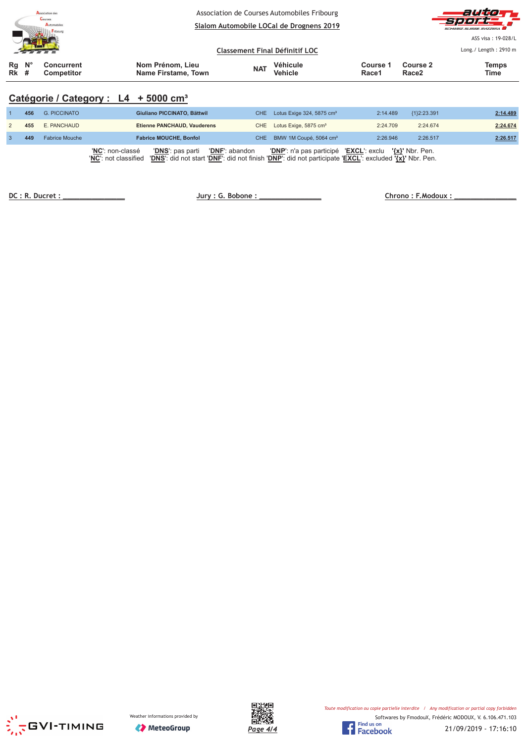Association de Courses Automobiles Fribourg

Slalom Automobile LOCal de Drognens 2019

ASS visa : 19-028/L

Classement Final Définitif LOC

Long./ Length : 2910 m

## Catégorie / Category : L4 + 5000 cm³

| Rg Rk | N° # | Concurrent Competitor | Nom Prénom, Lieu Name Firstame, Town | NAT | Véhicule Vehicle | Course 1 Race1 | Course 2 Race2 | Temps Time |
|---|---|---|---|---|---|---|---|---|
| 1 | 456 | G. PICCINATO | **Giuliano PICCINATO, Bättwil** | CHE | Lotus Exige 324, 5875 cm³ | 2:14.489 | {1}2:23.391 | **2:14.489** |
| 2 | 455 | E. PANCHAUD | **Etienne PANCHAUD, Vauderens** | CHE | Lotus Exige, 5875 cm³ | 2:24.709 | 2:24.674 | **2:24.674** |
| 3 | 449 | Fabrice Mouche | **Fabrice MOUCHE, Bonfol** | CHE | BMW 1M Coupé, 5064 cm³ | 2:26.946 | 2:26.517 | **2:26.517** |

'**NC**': non-classé '**DNS**': pas parti '**DNF**': abandon '**DNP**': n'a pas participé '**EXCL**': exclu '**{x}**' Nbr. Pen.
'**NC**': not classified '**DNS**': did not start '**DNF**': did not finish '**DNP**': did not participate '**EXCL**': excluded '**{x}**' Nbr. Pen.

DC : R. Ducret : _______________ Jury : G. Bobone : _______________ Chrono : F.Modoux : _______________

Weather informations provided by MeteoGroup

*Toute modification ou copie partielle interdite / Any modification or partial copy forbidden*

Softwares by FmodouX, Frédéric MODOUX, V. 6.106.471.103

21/09/2019 - 17:16:10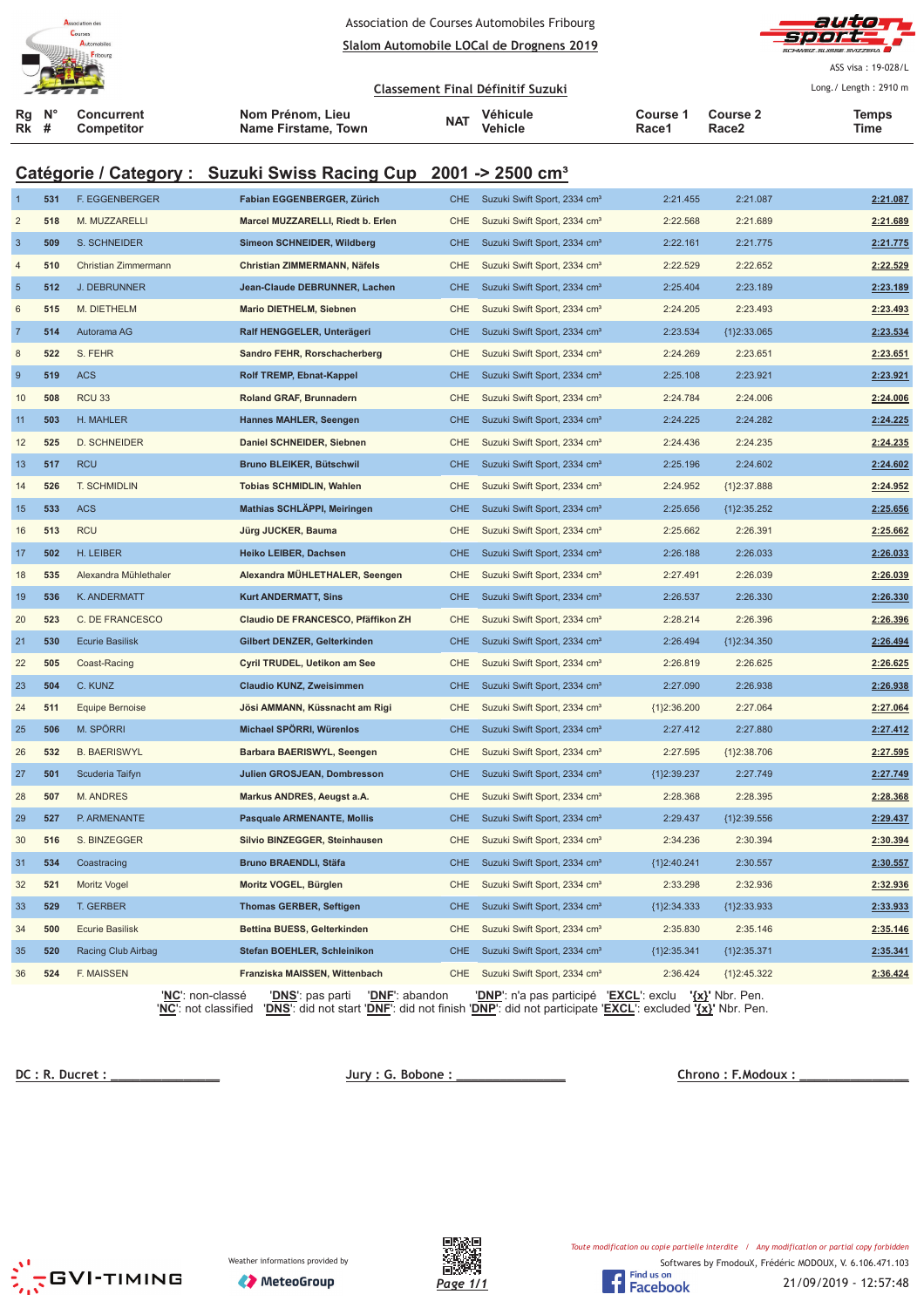Association de Courses Automobiles Fribourg

Slalom Automobile LOCal de Drognens 2019

ASS visa : 19-028/L

Classement Final Définitif Suzuki

Long./ Length : 2910 m

## Catégorie / Category : Suzuki Swiss Racing Cup 2001 -> 2500 cm³

| Rg Rk | N° # | Concurrent Competitor | Nom Prénom, Lieu Name Firstame, Town | NAT | Véhicule Vehicle | Course 1 Race1 | Course 2 Race2 | Temps Time |
|---|---|---|---|---|---|---|---|---|
| 1 | 531 | F. EGGENBERGER | Fabian EGGENBERGER, Zürich | CHE | Suzuki Swift Sport, 2334 cm³ | 2:21.455 | 2:21.087 | 2:21.087 |
| 2 | 518 | M. MUZZARELLI | Marcel MUZZARELLI, Riedt b. Erlen | CHE | Suzuki Swift Sport, 2334 cm³ | 2:22.568 | 2:21.689 | 2:21.689 |
| 3 | 509 | S. SCHNEIDER | Simeon SCHNEIDER, Wildberg | CHE | Suzuki Swift Sport, 2334 cm³ | 2:22.161 | 2:21.775 | 2:21.775 |
| 4 | 510 | Christian Zimmermann | Christian ZIMMERMANN, Näfels | CHE | Suzuki Swift Sport, 2334 cm³ | 2:22.529 | 2:22.652 | 2:22.529 |
| 5 | 512 | J. DEBRUNNER | Jean-Claude DEBRUNNER, Lachen | CHE | Suzuki Swift Sport, 2334 cm³ | 2:25.404 | 2:23.189 | 2:23.189 |
| 6 | 515 | M. DIETHELM | Mario DIETHELM, Siebnen | CHE | Suzuki Swift Sport, 2334 cm³ | 2:24.205 | 2:23.493 | 2:23.493 |
| 7 | 514 | Autorama AG | Ralf HENGGELER, Unterägeri | CHE | Suzuki Swift Sport, 2334 cm³ | 2:23.534 | {1}2:33.065 | 2:23.534 |
| 8 | 522 | S. FEHR | Sandro FEHR, Rorschacherberg | CHE | Suzuki Swift Sport, 2334 cm³ | 2:24.269 | 2:23.651 | 2:23.651 |
| 9 | 519 | ACS | Rolf TREMP, Ebnat-Kappel | CHE | Suzuki Swift Sport, 2334 cm³ | 2:25.108 | 2:23.921 | 2:23.921 |
| 10 | 508 | RCU 33 | Roland GRAF, Brunnadern | CHE | Suzuki Swift Sport, 2334 cm³ | 2:24.784 | 2:24.006 | 2:24.006 |
| 11 | 503 | H. MAHLER | Hannes MAHLER, Seengen | CHE | Suzuki Swift Sport, 2334 cm³ | 2:24.225 | 2:24.282 | 2:24.225 |
| 12 | 525 | D. SCHNEIDER | Daniel SCHNEIDER, Siebnen | CHE | Suzuki Swift Sport, 2334 cm³ | 2:24.436 | 2:24.235 | 2:24.235 |
| 13 | 517 | RCU | Bruno BLEIKER, Bütschwil | CHE | Suzuki Swift Sport, 2334 cm³ | 2:25.196 | 2:24.602 | 2:24.602 |
| 14 | 526 | T. SCHMIDLIN | Tobias SCHMIDLIN, Wahlen | CHE | Suzuki Swift Sport, 2334 cm³ | 2:24.952 | {1}2:37.888 | 2:24.952 |
| 15 | 533 | ACS | Mathias SCHLÄPPI, Meiringen | CHE | Suzuki Swift Sport, 2334 cm³ | 2:25.656 | {1}2:35.252 | 2:25.656 |
| 16 | 513 | RCU | Jürg JUCKER, Bauma | CHE | Suzuki Swift Sport, 2334 cm³ | 2:25.662 | 2:26.391 | 2:25.662 |
| 17 | 502 | H. LEIBER | Heiko LEIBER, Dachsen | CHE | Suzuki Swift Sport, 2334 cm³ | 2:26.188 | 2:26.033 | 2:26.033 |
| 18 | 535 | Alexandra Mühlethaler | Alexandra MÜHLETHALER, Seengen | CHE | Suzuki Swift Sport, 2334 cm³ | 2:27.491 | 2:26.039 | 2:26.039 |
| 19 | 536 | K. ANDERMATT | Kurt ANDERMATT, Sins | CHE | Suzuki Swift Sport, 2334 cm³ | 2:26.537 | 2:26.330 | 2:26.330 |
| 20 | 523 | C. DE FRANCESCO | Claudio DE FRANCESCO, Pfäffikon ZH | CHE | Suzuki Swift Sport, 2334 cm³ | 2:28.214 | 2:26.396 | 2:26.396 |
| 21 | 530 | Ecurie Basilisk | Gilbert DENZER, Gelterkinden | CHE | Suzuki Swift Sport, 2334 cm³ | 2:26.494 | {1}2:34.350 | 2:26.494 |
| 22 | 505 | Coast-Racing | Cyril TRUDEL, Uetikon am See | CHE | Suzuki Swift Sport, 2334 cm³ | 2:26.819 | 2:26.625 | 2:26.625 |
| 23 | 504 | C. KUNZ | Claudio KUNZ, Zweisimmen | CHE | Suzuki Swift Sport, 2334 cm³ | 2:27.090 | 2:26.938 | 2:26.938 |
| 24 | 511 | Equipe Bernoise | Jösi AMMANN, Küssnacht am Rigi | CHE | Suzuki Swift Sport, 2334 cm³ | {1}2:36.200 | 2:27.064 | 2:27.064 |
| 25 | 506 | M. SPÖRRI | Michael SPÖRRI, Würenlos | CHE | Suzuki Swift Sport, 2334 cm³ | 2:27.412 | 2:27.880 | 2:27.412 |
| 26 | 532 | B. BAERISWYL | Barbara BAERISWYL, Seengen | CHE | Suzuki Swift Sport, 2334 cm³ | 2:27.595 | {1}2:38.706 | 2:27.595 |
| 27 | 501 | Scuderia Taifyn | Julien GROSJEAN, Dombresson | CHE | Suzuki Swift Sport, 2334 cm³ | {1}2:39.237 | 2:27.749 | 2:27.749 |
| 28 | 507 | M. ANDRES | Markus ANDRES, Aeugst a.A. | CHE | Suzuki Swift Sport, 2334 cm³ | 2:28.368 | 2:28.395 | 2:28.368 |
| 29 | 527 | P. ARMENANTE | Pasquale ARMENANTE, Mollis | CHE | Suzuki Swift Sport, 2334 cm³ | 2:29.437 | {1}2:39.556 | 2:29.437 |
| 30 | 516 | S. BINZEGGER | Silvio BINZEGGER, Steinhausen | CHE | Suzuki Swift Sport, 2334 cm³ | 2:34.236 | 2:30.394 | 2:30.394 |
| 31 | 534 | Coastracing | Bruno BRAENDLI, Stäfa | CHE | Suzuki Swift Sport, 2334 cm³ | {1}2:40.241 | 2:30.557 | 2:30.557 |
| 32 | 521 | Moritz Vogel | Moritz VOGEL, Bürglen | CHE | Suzuki Swift Sport, 2334 cm³ | 2:33.298 | 2:32.936 | 2:32.936 |
| 33 | 529 | T. GERBER | Thomas GERBER, Seftigen | CHE | Suzuki Swift Sport, 2334 cm³ | {1}2:34.333 | {1}2:33.933 | 2:33.933 |
| 34 | 500 | Ecurie Basilisk | Bettina BUESS, Gelterkinden | CHE | Suzuki Swift Sport, 2334 cm³ | 2:35.830 | 2:35.146 | 2:35.146 |
| 35 | 520 | Racing Club Airbag | Stefan BOEHLER, Schleinikon | CHE | Suzuki Swift Sport, 2334 cm³ | {1}2:35.341 | {1}2:35.371 | 2:35.341 |
| 36 | 524 | F. MAISSEN | Franziska MAISSEN, Wittenbach | CHE | Suzuki Swift Sport, 2334 cm³ | 2:36.424 | {1}2:45.322 | 2:36.424 |

'NC': non-classé 'DNS': pas parti 'DNF': abandon 'DNP': n'a pas participé 'EXCL': exclu '{x}' Nbr. Pen.
'NC': not classified 'DNS': did not start 'DNF': did not finish 'DNP': did not participate 'EXCL': excluded '{x}' Nbr. Pen.

DC : R. Ducret : ______________ Jury : G. Bobone : ______________ Chrono : F.Modoux : ______________

Weather informations provided by MeteoGroup

Toute modification ou copie partielle interdite / Any modification or partial copy forbidden

Softwares by FmodouX, Frédéric MODOUX, V. 6.106.471.103

21/09/2019 - 12:57:48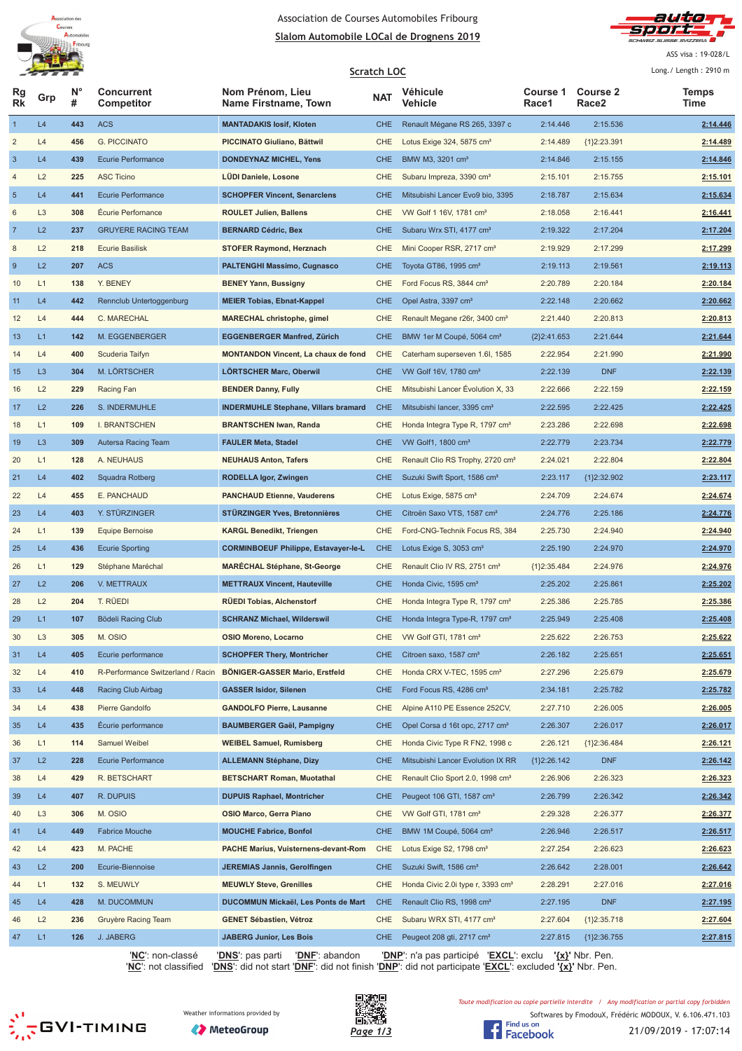Association de Courses Automobiles Fribourg

## Slalom Automobile LOCal de Drognens 2019

ASS visa : 19-028/L

Long./ Length : 2910 m

### Scratch LOC

| Rg Rk | Grp | N° # | Concurrent Competitor | Nom Prénom, Lieu Name Firstname, Town | NAT | Véhicule Vehicle | Course 1 Race1 | Course 2 Race2 | Temps Time |
|---|---|---|---|---|---|---|---|---|---|
| 1 | L4 | 443 | ACS | MANTADAKIS Iosif, Kloten | CHE | Renault Mégane RS 265, 3397 c | 2:14.446 | 2:15.536 | 2:14.446 |
| 2 | L4 | 456 | G. PICCINATO | PICCINATO Giuliano, Bättwil | CHE | Lotus Exige 324, 5875 cm³ | 2:14.489 | {1}2:23.391 | 2:14.489 |
| 3 | L4 | 439 | Ecurie Performance | DONDEYNAZ MICHEL, Yens | CHE | BMW M3, 3201 cm³ | 2:14.846 | 2:15.155 | 2:14.846 |
| 4 | L2 | 225 | ASC Ticino | LÜDI Daniele, Losone | CHE | Subaru Impreza, 3390 cm³ | 2:15.101 | 2:15.755 | 2:15.101 |
| 5 | L4 | 441 | Ecurie Performance | SCHOPFER Vincent, Senarclens | CHE | Mitsubishi Lancer Evo9 bio, 3395 | 2:18.787 | 2:15.634 | 2:15.634 |
| 6 | L3 | 308 | Écurie Performance | ROULET Julien, Ballens | CHE | VW Golf 1 16V, 1781 cm³ | 2:18.058 | 2:16.441 | 2:16.441 |
| 7 | L2 | 237 | GRUYERE RACING TEAM | BERNARD Cédric, Bex | CHE | Subaru Wrx STI, 4177 cm³ | 2:19.322 | 2:17.204 | 2:17.204 |
| 8 | L2 | 218 | Ecurie Basilisk | STOFER Raymond, Herznach | CHE | Mini Cooper RSR, 2717 cm³ | 2:19.929 | 2:17.299 | 2:17.299 |
| 9 | L2 | 207 | ACS | PALTENGHI Massimo, Cugnasco | CHE | Toyota GT86, 1995 cm³ | 2:19.113 | 2:19.561 | 2:19.113 |
| 10 | L1 | 138 | Y. BENEY | BENEY Yann, Bussigny | CHE | Ford Focus RS, 3844 cm³ | 2:20.789 | 2:20.184 | 2:20.184 |
| 11 | L4 | 442 | Rennclub Untertoggenburg | MEIER Tobias, Ebnat-Kappel | CHE | Opel Astra, 3397 cm³ | 2:22.148 | 2:20.662 | 2:20.662 |
| 12 | L4 | 444 | C. MARECHAL | MARECHAL christophe, gimel | CHE | Renault Megane r26r, 3400 cm³ | 2:21.440 | 2:20.813 | 2:20.813 |
| 13 | L1 | 142 | M. EGGENBERGER | EGGENBERGER Manfred, Zürich | CHE | BMW 1er M Coupé, 5064 cm³ | {2}2:41.653 | 2:21.644 | 2:21.644 |
| 14 | L4 | 400 | Scuderia Taifyn | MONTANDON Vincent, La chaux de fond | CHE | Caterham superseven 1.6l, 1585 | 2:22.954 | 2:21.990 | 2:21.990 |
| 15 | L3 | 304 | M. LÖRTSCHER | LÖRTSCHER Marc, Oberwil | CHE | VW Golf 16V, 1780 cm³ | 2:22.139 | DNF | 2:22.139 |
| 16 | L2 | 229 | Racing Fan | BENDER Danny, Fully | CHE | Mitsubishi Lancer Évolution X, 33 | 2:22.666 | 2:22.159 | 2:22.159 |
| 17 | L2 | 226 | S. INDERMUHLE | INDERMUHLE Stephane, Villars bramard | CHE | Mitsubishi lancer, 3395 cm³ | 2:22.595 | 2:22.425 | 2:22.425 |
| 18 | L1 | 109 | I. BRANTSCHEN | BRANTSCHEN Iwan, Randa | CHE | Honda Integra Type R, 1797 cm³ | 2:23.286 | 2:22.698 | 2:22.698 |
| 19 | L3 | 309 | Autersa Racing Team | FAULER Meta, Stadel | CHE | VW Golf1, 1800 cm³ | 2:22.779 | 2:23.734 | 2:22.779 |
| 20 | L1 | 128 | A. NEUHAUS | NEUHAUS Anton, Tafers | CHE | Renault Clio RS Trophy, 2720 cm³ | 2:24.021 | 2:22.804 | 2:22.804 |
| 21 | L4 | 402 | Squadra Rotberg | RODELLA Igor, Zwingen | CHE | Suzuki Swift Sport, 1586 cm³ | 2:23.117 | {1}2:32.902 | 2:23.117 |
| 22 | L4 | 455 | E. PANCHAUD | PANCHAUD Etienne, Vauderens | CHE | Lotus Exige, 5875 cm³ | 2:24.709 | 2:24.674 | 2:24.674 |
| 23 | L4 | 403 | Y. STÜRZINGER | STÜRZINGER Yves, Bretonnières | CHE | Citroën Saxo VTS, 1587 cm³ | 2:24.776 | 2:25.186 | 2:24.776 |
| 24 | L1 | 139 | Equipe Bernoise | KARGL Benedikt, Triengen | CHE | Ford-CNG-Technik Focus RS, 384 | 2:25.730 | 2:24.940 | 2:24.940 |
| 25 | L4 | 436 | Ecurie Sporting | CORMINBOEUF Philippe, Estavayer-le-L | CHE | Lotus Exige S, 3053 cm³ | 2:25.190 | 2:24.970 | 2:24.970 |
| 26 | L1 | 129 | Stéphane Maréchal | MARÉCHAL Stéphane, St-George | CHE | Renault Clio IV RS, 2751 cm³ | {1}2:35.484 | 2:24.976 | 2:24.976 |
| 27 | L2 | 206 | V. METTRAUX | METTRAUX Vincent, Hauteville | CHE | Honda Civic, 1595 cm³ | 2:25.202 | 2:25.861 | 2:25.202 |
| 28 | L2 | 204 | T. RÜEDI | RÜEDI Tobias, Alchenstorf | CHE | Honda Integra Type R, 1797 cm³ | 2:25.386 | 2:25.785 | 2:25.386 |
| 29 | L1 | 107 | Bödeli Racing Club | SCHRANZ Michael, Wilderswil | CHE | Honda Integra Type-R, 1797 cm³ | 2:25.949 | 2:25.408 | 2:25.408 |
| 30 | L3 | 305 | M. OSIO | OSIO Moreno, Locarno | CHE | VW Golf GTI, 1781 cm³ | 2:25.622 | 2:26.753 | 2:25.622 |
| 31 | L4 | 405 | Ecurie performance | SCHOPFER Thery, Montricher | CHE | Citroen saxo, 1587 cm³ | 2:26.182 | 2:25.651 | 2:25.651 |
| 32 | L4 | 410 | R-Performance Switzerland / Racin | BÖNIGER-GASSER Mario, Erstfeld | CHE | Honda CRX V-TEC, 1595 cm³ | 2:27.296 | 2:25.679 | 2:25.679 |
| 33 | L4 | 448 | Racing Club Airbag | GASSER Isidor, Silenen | CHE | Ford Focus RS, 4286 cm³ | 2:34.181 | 2:25.782 | 2:25.782 |
| 34 | L4 | 438 | Pierre Gandolfo | GANDOLFO Pierre, Lausanne | CHE | Alpine A110 PE Essence 252CV, | 2:27.710 | 2:26.005 | 2:26.005 |
| 35 | L4 | 435 | Écurie performance | BAUMBERGER Gaël, Pampigny | CHE | Opel Corsa d 16t opc, 2717 cm³ | 2:26.307 | 2:26.017 | 2:26.017 |
| 36 | L1 | 114 | Samuel Weibel | WEIBEL Samuel, Rumisberg | CHE | Honda Civic Type R FN2, 1998 c | 2:26.121 | {1}2:36.484 | 2:26.121 |
| 37 | L2 | 228 | Ecurie Performance | ALLEMANN Stéphane, Dizy | CHE | Mitsubishi Lancer Evolution IX RR | {1}2:26.142 | DNF | 2:26.142 |
| 38 | L4 | 429 | R. BETSCHART | BETSCHART Roman, Muotathal | CHE | Renault Clio Sport 2.0, 1998 cm³ | 2:26.906 | 2:26.323 | 2:26.323 |
| 39 | L4 | 407 | R. DUPUIS | DUPUIS Raphael, Montricher | CHE | Peugeot 106 GTI, 1587 cm³ | 2:26.799 | 2:26.342 | 2:26.342 |
| 40 | L3 | 306 | M. OSIO | OSIO Marco, Gerra Piano | CHE | VW Golf GTI, 1781 cm³ | 2:29.328 | 2:26.377 | 2:26.377 |
| 41 | L4 | 449 | Fabrice Mouche | MOUCHE Fabrice, Bonfol | CHE | BMW 1M Coupé, 5064 cm³ | 2:26.946 | 2:26.517 | 2:26.517 |
| 42 | L4 | 423 | M. PACHE | PACHE Marius, Vuisternens-devant-Rom | CHE | Lotus Exige S2, 1798 cm³ | 2:27.254 | 2:26.623 | 2:26.623 |
| 43 | L2 | 200 | Ecurie-Biennoise | JEREMIAS Jannis, Gerolfingen | CHE | Suzuki Swift, 1586 cm³ | 2:26.642 | 2:28.001 | 2:26.642 |
| 44 | L1 | 132 | S. MEUWLY | MEUWLY Steve, Grenilles | CHE | Honda Civic 2.0i type r, 3393 cm³ | 2:28.291 | 2:27.016 | 2:27.016 |
| 45 | L4 | 428 | M. DUCOMMUN | DUCOMMUN Mickaël, Les Ponts de Mart | CHE | Renault Clio RS, 1998 cm³ | 2:27.195 | DNF | 2:27.195 |
| 46 | L2 | 236 | Gruyère Racing Team | GENET Sébastien, Vétroz | CHE | Subaru WRX STI, 4177 cm³ | 2:27.604 | {1}2:35.718 | 2:27.604 |
| 47 | L1 | 126 | J. JABERG | JABERG Junior, Les Bois | CHE | Peugeot 208 gti, 2717 cm³ | 2:27.815 | {1}2:36.755 | 2:27.815 |

'NC': non-classé 'DNS': pas parti 'DNF': abandon 'DNP': n'a pas participé 'EXCL': exclu '{x}' Nbr. Pen.
'NC': not classified 'DNS': did not start 'DNF': did not finish 'DNP': did not participate 'EXCL': excluded '{x}' Nbr. Pen.

Weather informations provided by MeteoGroup

Toute modification ou copie partielle interdite / Any modification or partial copy forbidden

Softwares by FmodouX, Frédéric MODOUX, V. 6.106.471.103

21/09/2019 - 17:07:14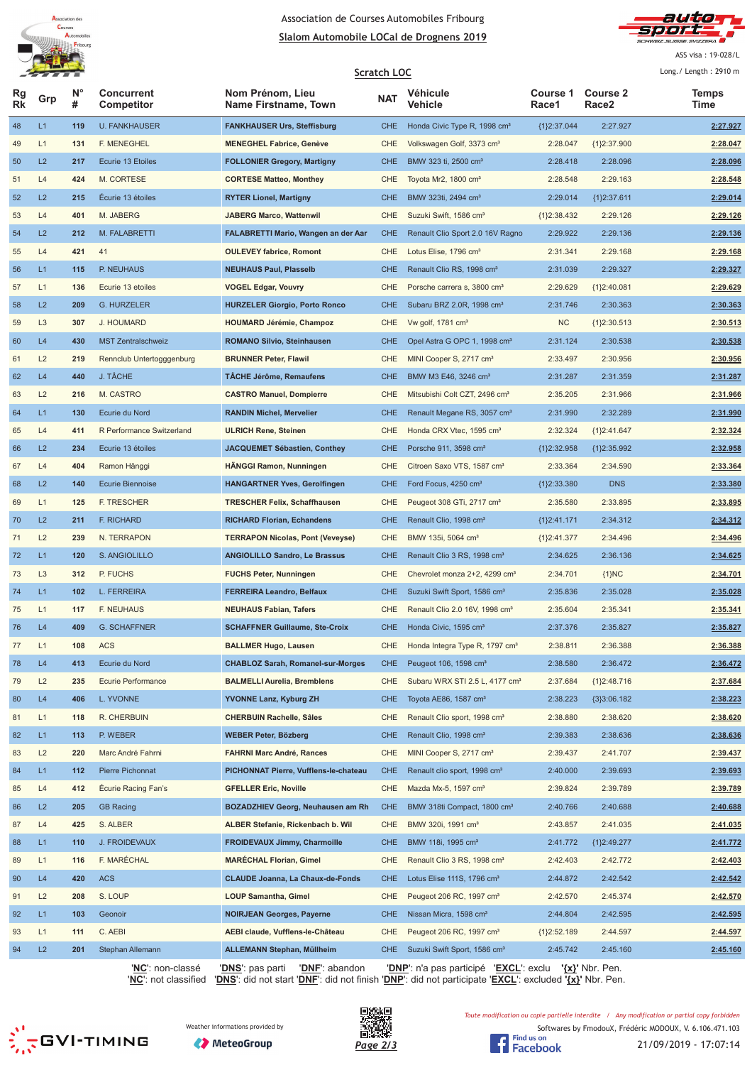Association de Courses Automobiles Fribourg

Slalom Automobile LOCal de Drognens 2019

ASS visa : 19-028/L

Long./ Length : 2910 m

Scratch LOC

| Rg Rk | Grp | N° # | Concurrent Competitor | Nom Prénom, Lieu Name Firstname, Town | NAT | Véhicule Vehicle | Course 1 Race1 | Course 2 Race2 | Temps Time |
|---|---|---|---|---|---|---|---|---|---|
| 48 | L1 | 119 | U. FANKHAUSER | FANKHAUSER Urs, Steffisburg | CHE | Honda Civic Type R, 1998 cm³ | {1}2:37.044 | 2:27.927 | 2:27.927 |
| 49 | L1 | 131 | F. MENEGHEL | MENEGHEL Fabrice, Genève | CHE | Volkswagen Golf, 3373 cm³ | 2:28.047 | {1}2:37.900 | 2:28.047 |
| 50 | L2 | 217 | Ecurie 13 Etoiles | FOLLONIER Gregory, Martigny | CHE | BMW 323 ti, 2500 cm³ | 2:28.418 | 2:28.096 | 2:28.096 |
| 51 | L4 | 424 | M. CORTESE | CORTESE Matteo, Monthey | CHE | Toyota Mr2, 1800 cm³ | 2:28.548 | 2:29.163 | 2:28.548 |
| 52 | L2 | 215 | Écurie 13 étoiles | RYTER Lionel, Martigny | CHE | BMW 323ti, 2494 cm³ | 2:29.014 | {1}2:37.611 | 2:29.014 |
| 53 | L4 | 401 | M. JABERG | JABERG Marco, Wattenwil | CHE | Suzuki Swift, 1586 cm³ | {1}2:38.432 | 2:29.126 | 2:29.126 |
| 54 | L2 | 212 | M. FALABRETTI | FALABRETTI Mario, Wangen an der Aar | CHE | Renault Clio Sport 2.0 16V Ragno | 2:29.922 | 2:29.136 | 2:29.136 |
| 55 | L4 | 421 | 41 | OULEVEY fabrice, Romont | CHE | Lotus Elise, 1796 cm³ | 2:31.341 | 2:29.168 | 2:29.168 |
| 56 | L1 | 115 | P. NEUHAUS | NEUHAUS Paul, Plasselb | CHE | Renault Clio RS, 1998 cm³ | 2:31.039 | 2:29.327 | 2:29.327 |
| 57 | L1 | 136 | Ecurie 13 etoiles | VOGEL Edgar, Vouvry | CHE | Porsche carrera s, 3800 cm³ | 2:29.629 | {1}2:40.081 | 2:29.629 |
| 58 | L2 | 209 | G. HURZELER | HURZELER Giorgio, Porto Ronco | CHE | Subaru BRZ 2.0R, 1998 cm³ | 2:31.746 | 2:30.363 | 2:30.363 |
| 59 | L3 | 307 | J. HOUMARD | HOUMARD Jérémie, Champoz | CHE | Vw golf, 1781 cm³ | NC | {1}2:30.513 | 2:30.513 |
| 60 | L4 | 430 | MST Zentralschweiz | ROMANO Silvio, Steinhausen | CHE | Opel Astra G OPC 1, 1998 cm³ | 2:31.124 | 2:30.538 | 2:30.538 |
| 61 | L2 | 219 | Rennclub Untertogggenburg | BRUNNER Peter, Flawil | CHE | MINI Cooper S, 2717 cm³ | 2:33.497 | 2:30.956 | 2:30.956 |
| 62 | L4 | 440 | J. TÂCHE | TÂCHE Jérôme, Remaufens | CHE | BMW M3 E46, 3246 cm³ | 2:31.287 | 2:31.359 | 2:31.287 |
| 63 | L2 | 216 | M. CASTRO | CASTRO Manuel, Dompierre | CHE | Mitsubishi Colt CZT, 2496 cm³ | 2:35.205 | 2:31.966 | 2:31.966 |
| 64 | L1 | 130 | Ecurie du Nord | RANDIN Michel, Mervelier | CHE | Renault Megane RS, 3057 cm³ | 2:31.990 | 2:32.289 | 2:31.990 |
| 65 | L4 | 411 | R Performance Switzerland | ULRICH Rene, Steinen | CHE | Honda CRX Vtec, 1595 cm³ | 2:32.324 | {1}2:41.647 | 2:32.324 |
| 66 | L2 | 234 | Ecurie 13 étoiles | JACQUEMET Sébastien, Conthey | CHE | Porsche 911, 3598 cm³ | {1}2:32.958 | {1}2:35.992 | 2:32.958 |
| 67 | L4 | 404 | Ramon Hänggi | HÄNGGI Ramon, Nunningen | CHE | Citroen Saxo VTS, 1587 cm³ | 2:33.364 | 2:34.590 | 2:33.364 |
| 68 | L2 | 140 | Ecurie Biennoise | HANGARTNER Yves, Gerolfingen | CHE | Ford Focus, 4250 cm³ | {1}2:33.380 | DNS | 2:33.380 |
| 69 | L1 | 125 | F. TRESCHER | TRESCHER Felix, Schaffhausen | CHE | Peugeot 308 GTi, 2717 cm³ | 2:35.580 | 2:33.895 | 2:33.895 |
| 70 | L2 | 211 | F. RICHARD | RICHARD Florian, Echandens | CHE | Renault Clio, 1998 cm³ | {1}2:41.171 | 2:34.312 | 2:34.312 |
| 71 | L2 | 239 | N. TERRAPON | TERRAPON Nicolas, Pont (Veveyse) | CHE | BMW 135i, 5064 cm³ | {1}2:41.377 | 2:34.496 | 2:34.496 |
| 72 | L1 | 120 | S. ANGIOLILLO | ANGIOLILLO Sandro, Le Brassus | CHE | Renault Clio 3 RS, 1998 cm³ | 2:34.625 | 2:36.136 | 2:34.625 |
| 73 | L3 | 312 | P. FUCHS | FUCHS Peter, Nunningen | CHE | Chevrolet monza 2+2, 4299 cm³ | 2:34.701 | {1}NC | 2:34.701 |
| 74 | L1 | 102 | L. FERREIRA | FERREIRA Leandro, Belfaux | CHE | Suzuki Swift Sport, 1586 cm³ | 2:35.836 | 2:35.028 | 2:35.028 |
| 75 | L1 | 117 | F. NEUHAUS | NEUHAUS Fabian, Tafers | CHE | Renault Clio 2.0 16V, 1998 cm³ | 2:35.604 | 2:35.341 | 2:35.341 |
| 76 | L4 | 409 | G. SCHAFFNER | SCHAFFNER Guillaume, Ste-Croix | CHE | Honda Civic, 1595 cm³ | 2:37.376 | 2:35.827 | 2:35.827 |
| 77 | L1 | 108 | ACS | BALLMER Hugo, Lausen | CHE | Honda Integra Type R, 1797 cm³ | 2:38.811 | 2:36.388 | 2:36.388 |
| 78 | L4 | 413 | Ecurie du Nord | CHABLOZ Sarah, Romanel-sur-Morges | CHE | Peugeot 106, 1598 cm³ | 2:38.580 | 2:36.472 | 2:36.472 |
| 79 | L2 | 235 | Ecurie Performance | BALMELLI Aurelia, Bremblens | CHE | Subaru WRX STI 2.5 L, 4177 cm³ | 2:37.684 | {1}2:48.716 | 2:37.684 |
| 80 | L4 | 406 | L. YVONNE | YVONNE Lanz, Kyburg ZH | CHE | Toyota AE86, 1587 cm³ | 2:38.223 | {3}3:06.182 | 2:38.223 |
| 81 | L1 | 118 | R. CHERBUIN | CHERBUIN Rachelle, Sâles | CHE | Renault Clio sport, 1998 cm³ | 2:38.880 | 2:38.620 | 2:38.620 |
| 82 | L1 | 113 | P. WEBER | WEBER Peter, Bözberg | CHE | Renault Clio, 1998 cm³ | 2:39.383 | 2:38.636 | 2:38.636 |
| 83 | L2 | 220 | Marc André Fahrni | FAHRNI Marc André, Rances | CHE | MINI Cooper S, 2717 cm³ | 2:39.437 | 2:41.707 | 2:39.437 |
| 84 | L1 | 112 | Pierre Pichonnat | PICHONNAT Pierre, Vufflens-le-chateau | CHE | Renault clio sport, 1998 cm³ | 2:40.000 | 2:39.693 | 2:39.693 |
| 85 | L4 | 412 | Écurie Racing Fan's | GFELLER Eric, Noville | CHE | Mazda Mx-5, 1597 cm³ | 2:39.824 | 2:39.789 | 2:39.789 |
| 86 | L2 | 205 | GB Racing | BOZADZHIEV Georg, Neuhausen am Rh | CHE | BMW 318ti Compact, 1800 cm³ | 2:40.766 | 2:40.688 | 2:40.688 |
| 87 | L4 | 425 | S. ALBER | ALBER Stefanie, Rickenbach b. Wil | CHE | BMW 320i, 1991 cm³ | 2:43.857 | 2:41.035 | 2:41.035 |
| 88 | L1 | 110 | J. FROIDEVAUX | FROIDEVAUX Jimmy, Charmoille | CHE | BMW 118i, 1995 cm³ | 2:41.772 | {1}2:49.277 | 2:41.772 |
| 89 | L1 | 116 | F. MARÉCHAL | MARÉCHAL Florian, Gimel | CHE | Renault Clio 3 RS, 1998 cm³ | 2:42.403 | 2:42.772 | 2:42.403 |
| 90 | L4 | 420 | ACS | CLAUDE Joanna, La Chaux-de-Fonds | CHE | Lotus Elise 111S, 1796 cm³ | 2:44.872 | 2:42.542 | 2:42.542 |
| 91 | L2 | 208 | S. LOUP | LOUP Samantha, Gimel | CHE | Peugeot 206 RC, 1997 cm³ | 2:42.570 | 2:45.374 | 2:42.570 |
| 92 | L1 | 103 | Geonoir | NOIRJEAN Georges, Payerne | CHE | Nissan Micra, 1598 cm³ | 2:44.804 | 2:42.595 | 2:42.595 |
| 93 | L1 | 111 | C. AEBI | AEBI claude, Vufflens-le-Château | CHE | Peugeot 206 RC, 1997 cm³ | {1}2:52.189 | 2:44.597 | 2:44.597 |
| 94 | L2 | 201 | Stephan Allemann | ALLEMANN Stephan, Müllheim | CHE | Suzuki Swift Sport, 1586 cm³ | 2:45.742 | 2:45.160 | 2:45.160 |

'NC': non-classé 'DNS': pas parti 'DNF': abandon 'DNP': n'a pas participé 'EXCL': exclu '{x}' Nbr. Pen.
'NC': not classified 'DNS': did not start 'DNF': did not finish 'DNP': did not participate 'EXCL': excluded '{x}' Nbr. Pen.

Weather informations provided by MeteoGroup

Toute modification ou copie partielle interdite / Any modification or partial copy forbidden

Softwares by FmodouX, Frédéric MODOUX, V. 6.106.471.103

21/09/2019 - 17:07:14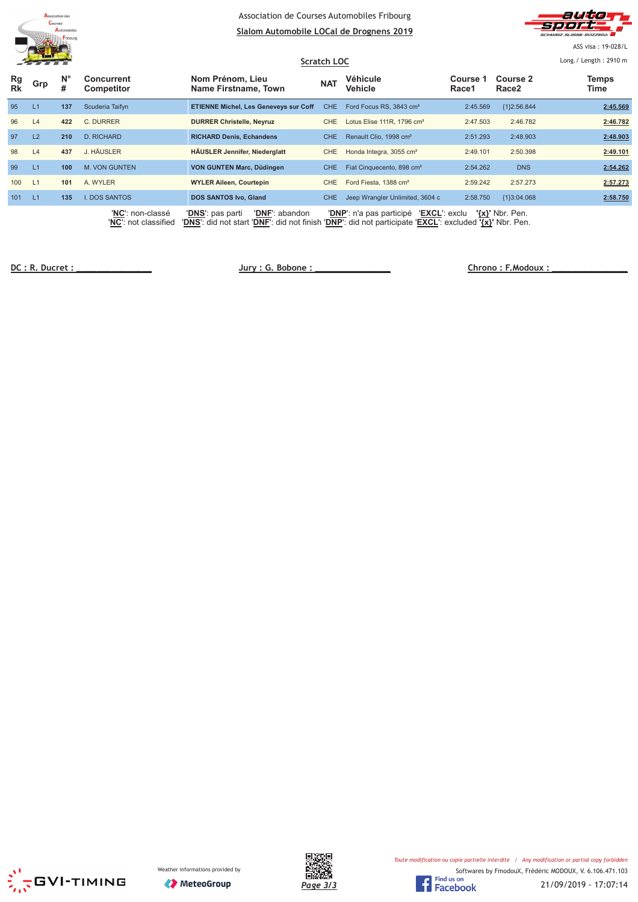Association de Courses Automobiles Fribourg

**Slalom Automobile LOCal de Drognens 2019**

ASS visa : 19-028/L

**Scratch LOC**

Long./ Length : 2910 m

| Rg Rk | Grp | N° # | Concurrent Competitor | Nom Prénom, Lieu Name Firstname, Town | NAT | Véhicule Vehicle | Course 1 Race1 | Course 2 Race2 | Temps Time |
|---|---|---|---|---|---|---|---|---|---|
| 95 | L1 | **137** | Scuderia Taifyn | **ETIENNE Michel, Les Geneveys sur Coff** | CHE | Ford Focus RS, 3843 cm³ | 2:45.569 | {1}2:56.844 | **2:45.569** |
| 96 | L4 | **422** | C. DURRER | **DURRER Christelle, Neyruz** | CHE | Lotus Elise 111R, 1796 cm³ | 2:47.503 | 2:46.782 | **2:46.782** |
| 97 | L2 | **210** | D. RICHARD | **RICHARD Denis, Echandens** | CHE | Renault Clio, 1998 cm³ | 2:51.293 | 2:48.903 | **2:48.903** |
| 98 | L4 | **437** | J. HÄUSLER | **HÄUSLER Jennifer, Niederglatt** | CHE | Honda Integra, 3055 cm³ | 2:49.101 | 2:50.398 | **2:49.101** |
| 99 | L1 | **100** | M. VON GUNTEN | **VON GUNTEN Marc, Düdingen** | CHE | Fiat Cinquecento, 898 cm³ | 2:54.262 | DNS | **2:54.262** |
| 100 | L1 | **101** | A. WYLER | **WYLER Aileen, Courtepin** | CHE | Ford Fiesta, 1388 cm³ | 2:59.242 | 2:57.273 | **2:57.273** |
| 101 | L1 | **135** | I. DOS SANTOS | **DOS SANTOS Ivo, Gland** | CHE | Jeep Wrangler Unlimited, 3604 c | 2:58.750 | {1}3:04.068 | **2:58.750** |

'**NC**': non-classé '**DNS**': pas parti '**DNF**': abandon '**DNP**': n'a pas participé '**EXCL**': exclu **'{x}'** Nbr. Pen.
'**NC**': not classified '**DNS**': did not start '**DNF**': did not finish '**DNP**': did not participate '**EXCL**': excluded **'{x}'** Nbr. Pen.

DC : R. Ducret : ______________ Jury : G. Bobone : ______________ Chrono : F.Modoux : ______________

*Toute modification ou copie partielle interdite / Any modification or partial copy forbidden*

Weather informations provided by MeteoGroup

Softwares by FmodouX, Frédéric MODOUX, V. 6.106.471.103

21/09/2019 - 17:07:14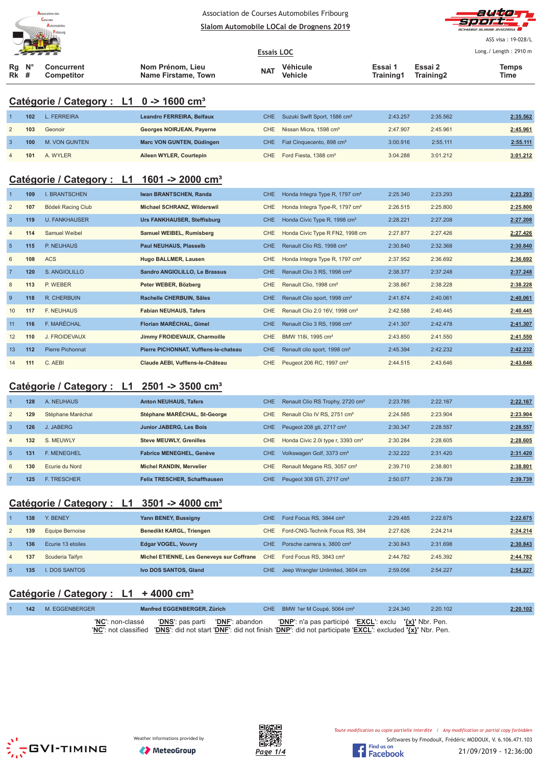Association de Courses Automobiles Fribourg

Slalom Automobile LOCal de Drognens 2019

ASS visa : 19-028/L

Long./ Length : 2910 m

Essais LOC

## Catégorie / Category : L1 0 -> 1600 cm³

| Rg Rk | N° # | Concurrent Competitor | Nom Prénom, Lieu Name Firstame, Town | NAT | Véhicule Vehicle | Essai 1 Training1 | Essai 2 Training2 | Temps Time |
|---|---|---|---|---|---|---|---|---|
| 1 | 102 | L. FERREIRA | Leandro FERREIRA, Belfaux | CHE | Suzuki Swift Sport, 1586 cm³ | 2:43.257 | 2:35.562 | 2:35.562 |
| 2 | 103 | Geonoir | Georges NOIRJEAN, Payerne | CHE | Nissan Micra, 1598 cm³ | 2:47.907 | 2:45.961 | 2:45.961 |
| 3 | 100 | M. VON GUNTEN | Marc VON GUNTEN, Düdingen | CHE | Fiat Cinquecento, 898 cm³ | 3:00.916 | 2:55.111 | 2:55.111 |
| 4 | 101 | A. WYLER | Aileen WYLER, Courtepin | CHE | Ford Fiesta, 1388 cm³ | 3:04.288 | 3:01.212 | 3:01.212 |

## Catégorie / Category : L1 1601 -> 2000 cm³

| Rg Rk | N° # | Concurrent Competitor | Nom Prénom, Lieu Name Firstame, Town | NAT | Véhicule Vehicle | Essai 1 Training1 | Essai 2 Training2 | Temps Time |
|---|---|---|---|---|---|---|---|---|
| 1 | 109 | I. BRANTSCHEN | Iwan BRANTSCHEN, Randa | CHE | Honda Integra Type R, 1797 cm³ | 2:25.340 | 2:23.293 | 2:23.293 |
| 2 | 107 | Bödeli Racing Club | Michael SCHRANZ, Wilderswil | CHE | Honda Integra Type-R, 1797 cm³ | 2:26.515 | 2:25.800 | 2:25.800 |
| 3 | 119 | U. FANKHAUSER | Urs FANKHAUSER, Steffisburg | CHE | Honda Civic Type R, 1998 cm³ | 2:28.221 | 2:27.208 | 2:27.208 |
| 4 | 114 | Samuel Weibel | Samuel WEIBEL, Rumisberg | CHE | Honda Civic Type R FN2, 1998 cm | 2:27.877 | 2:27.426 | 2:27.426 |
| 5 | 115 | P. NEUHAUS | Paul NEUHAUS, Plasselb | CHE | Renault Clio RS, 1998 cm³ | 2:30.840 | 2:32.368 | 2:30.840 |
| 6 | 108 | ACS | Hugo BALLMER, Lausen | CHE | Honda Integra Type R, 1797 cm³ | 2:37.952 | 2:36.692 | 2:36.692 |
| 7 | 120 | S. ANGIOLILLO | Sandro ANGIOLILLO, Le Brassus | CHE | Renault Clio 3 RS, 1998 cm³ | 2:38.377 | 2:37.248 | 2:37.248 |
| 8 | 113 | P. WEBER | Peter WEBER, Bözberg | CHE | Renault Clio, 1998 cm³ | 2:38.867 | 2:38.228 | 2:38.228 |
| 9 | 118 | R. CHERBUIN | Rachelle CHERBUIN, Sâles | CHE | Renault Clio sport, 1998 cm³ | 2:41.874 | 2:40.061 | 2:40.061 |
| 10 | 117 | F. NEUHAUS | Fabian NEUHAUS, Tafers | CHE | Renault Clio 2.0 16V, 1998 cm³ | 2:42.588 | 2:40.445 | 2:40.445 |
| 11 | 116 | F. MARÉCHAL | Florian MARÉCHAL, Gimel | CHE | Renault Clio 3 RS, 1998 cm³ | 2:41.307 | 2:42.478 | 2:41.307 |
| 12 | 110 | J. FROIDEVAUX | Jimmy FROIDEVAUX, Charmoille | CHE | BMW 118i, 1995 cm³ | 2:43.850 | 2:41.550 | 2:41.550 |
| 13 | 112 | Pierre Pichonnat | Pierre PICHONNAT, Vufflens-le-chateau | CHE | Renault clio sport, 1998 cm³ | 2:45.394 | 2:42.232 | 2:42.232 |
| 14 | 111 | C. AEBI | Claude AEBI, Vufflens-le-Château | CHE | Peugeot 206 RC, 1997 cm³ | 2:44.515 | 2:43.646 | 2:43.646 |

## Catégorie / Category : L1 2501 -> 3500 cm³

| Rg Rk | N° # | Concurrent Competitor | Nom Prénom, Lieu Name Firstame, Town | NAT | Véhicule Vehicle | Essai 1 Training1 | Essai 2 Training2 | Temps Time |
|---|---|---|---|---|---|---|---|---|
| 1 | 128 | A. NEUHAUS | Anton NEUHAUS, Tafers | CHE | Renault Clio RS Trophy, 2720 cm³ | 2:23.785 | 2:22.167 | 2:22.167 |
| 2 | 129 | Stéphane Maréchal | Stéphane MARÉCHAL, St-George | CHE | Renault Clio IV RS, 2751 cm³ | 2:24.585 | 2:23.904 | 2:23.904 |
| 3 | 126 | J. JABERG | Junior JABERG, Les Bois | CHE | Peugeot 208 gti, 2717 cm³ | 2:30.347 | 2:28.557 | 2:28.557 |
| 4 | 132 | S. MEUWLY | Steve MEUWLY, Grenilles | CHE | Honda Civic 2.0i type r, 3393 cm³ | 2:30.284 | 2:28.605 | 2:28.605 |
| 5 | 131 | F. MENEGHEL | Fabrice MENEGHEL, Genève | CHE | Volkswagen Golf, 3373 cm³ | 2:32.222 | 2:31.420 | 2:31.420 |
| 6 | 130 | Ecurie du Nord | Michel RANDIN, Mervelier | CHE | Renault Megane RS, 3057 cm³ | 2:39.710 | 2:38.801 | 2:38.801 |
| 7 | 125 | F. TRESCHER | Felix TRESCHER, Schaffhausen | CHE | Peugeot 308 GTi, 2717 cm³ | 2:50.077 | 2:39.739 | 2:39.739 |

## Catégorie / Category : L1 3501 -> 4000 cm³

| Rg Rk | N° # | Concurrent Competitor | Nom Prénom, Lieu Name Firstame, Town | NAT | Véhicule Vehicle | Essai 1 Training1 | Essai 2 Training2 | Temps Time |
|---|---|---|---|---|---|---|---|---|
| 1 | 138 | Y. BENEY | Yann BENEY, Bussigny | CHE | Ford Focus RS, 3844 cm³ | 2:29.485 | 2:22.675 | 2:22.675 |
| 2 | 139 | Equipe Bernoise | Benedikt KARGL, Triengen | CHE | Ford-CNG-Technik Focus RS, 384 | 2:27.626 | 2:24.214 | 2:24.214 |
| 3 | 136 | Ecurie 13 etoiles | Edgar VOGEL, Vouvry | CHE | Porsche carrera s, 3800 cm³ | 2:30.843 | 2:31.698 | 2:30.843 |
| 4 | 137 | Scuderia Taifyn | Michel ETIENNE, Les Geneveys sur Coffrane | CHE | Ford Focus RS, 3843 cm³ | 2:44.782 | 2:45.392 | 2:44.782 |
| 5 | 135 | I. DOS SANTOS | Ivo DOS SANTOS, Gland | CHE | Jeep Wrangler Unlimited, 3604 cm | 2:59.056 | 2:54.227 | 2:54.227 |

## Catégorie / Category : L1 + 4000 cm³

| Rg Rk | N° # | Concurrent Competitor | Nom Prénom, Lieu Name Firstame, Town | NAT | Véhicule Vehicle | Essai 1 Training1 | Essai 2 Training2 | Temps Time |
|---|---|---|---|---|---|---|---|---|
| 1 | 142 | M. EGGENBERGER | Manfred EGGENBERGER, Zürich | CHE | BMW 1er M Coupé, 5064 cm³ | 2:24.340 | 2:20.102 | 2:20.102 |

'NC': non-classé 'DNS': pas parti 'DNF': abandon 'DNP': n'a pas participé 'EXCL': exclu '{x}' Nbr. Pen.
'NC': not classified 'DNS': did not start 'DNF': did not finish 'DNP': did not participate 'EXCL': excluded '{x}' Nbr. Pen.

Weather informations provided by MeteoGroup

Toute modification ou copie partielle interdite / Any modification or partial copy forbidden

Softwares by FmodouX, Frédéric MODOUX, V. 6.106.471.103

21/09/2019 - 12:36:00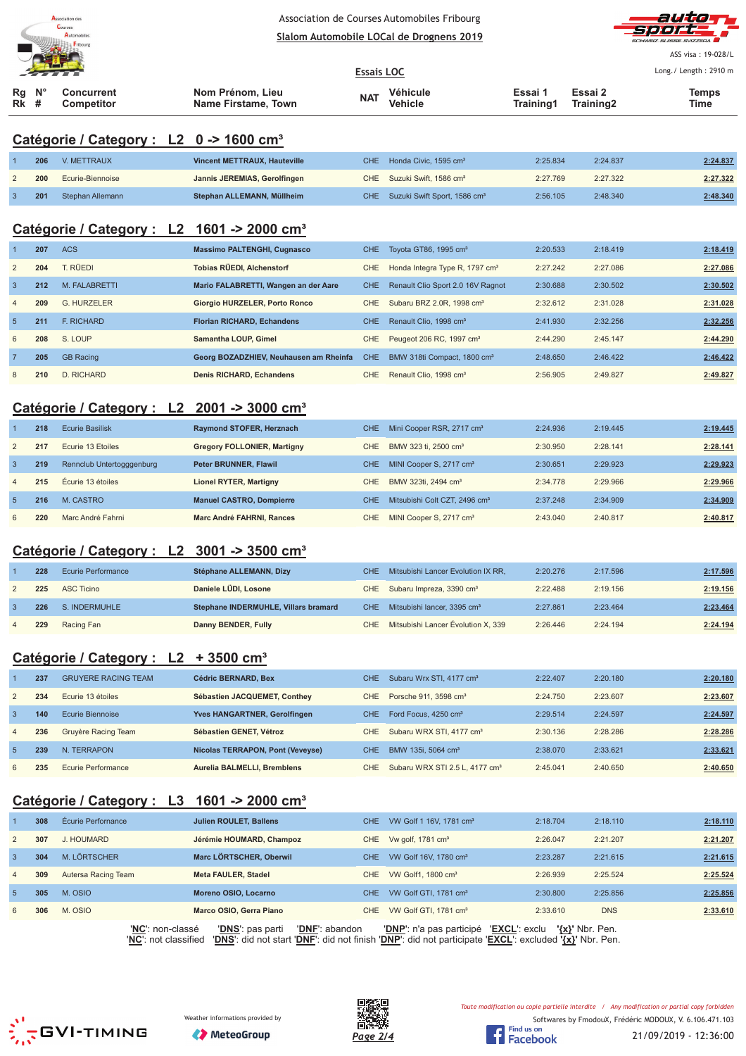Association de Courses Automobiles Fribourg

Slalom Automobile LOCal de Drognens 2019

ASS visa : 19-028/L

Long./ Length : 2910 m

Essais LOC

## Catégorie / Category : L2 0 -> 1600 cm³

| Rg Rk | N° # | Concurrent Competitor | Nom Prénom, Lieu Name Firstame, Town | NAT | Véhicule Vehicle | Essai 1 Training1 | Essai 2 Training2 | Temps Time |
|---|---|---|---|---|---|---|---|---|
| 1 | 206 | V. METTRAUX | Vincent METTRAUX, Hauteville | CHE | Honda Civic, 1595 cm³ | 2:25.834 | 2:24.837 | 2:24.837 |
| 2 | 200 | Ecurie-Biennoise | Jannis JEREMIAS, Gerolfingen | CHE | Suzuki Swift, 1586 cm³ | 2:27.769 | 2:27.322 | 2:27.322 |
| 3 | 201 | Stephan Allemann | Stephan ALLEMANN, Müllheim | CHE | Suzuki Swift Sport, 1586 cm³ | 2:56.105 | 2:48.340 | 2:48.340 |

## Catégorie / Category : L2 1601 -> 2000 cm³

| Rg Rk | N° # | Concurrent Competitor | Nom Prénom, Lieu Name Firstame, Town | NAT | Véhicule Vehicle | Essai 1 Training1 | Essai 2 Training2 | Temps Time |
|---|---|---|---|---|---|---|---|---|
| 1 | 207 | ACS | Massimo PALTENGHI, Cugnasco | CHE | Toyota GT86, 1995 cm³ | 2:20.533 | 2:18.419 | 2:18.419 |
| 2 | 204 | T. RÜEDI | Tobias RÜEDI, Alchenstorf | CHE | Honda Integra Type R, 1797 cm³ | 2:27.242 | 2:27.086 | 2:27.086 |
| 3 | 212 | M. FALABRETTI | Mario FALABRETTI, Wangen an der Aare | CHE | Renault Clio Sport 2.0 16V Ragnot | 2:30.688 | 2:30.502 | 2:30.502 |
| 4 | 209 | G. HURZELER | Giorgio HURZELER, Porto Ronco | CHE | Subaru BRZ 2.0R, 1998 cm³ | 2:32.612 | 2:31.028 | 2:31.028 |
| 5 | 211 | F. RICHARD | Florian RICHARD, Echandens | CHE | Renault Clio, 1998 cm³ | 2:41.930 | 2:32.256 | 2:32.256 |
| 6 | 208 | S. LOUP | Samantha LOUP, Gimel | CHE | Peugeot 206 RC, 1997 cm³ | 2:44.290 | 2:45.147 | 2:44.290 |
| 7 | 205 | GB Racing | Georg BOZADZHIEV, Neuhausen am Rheinfa | CHE | BMW 318ti Compact, 1800 cm³ | 2:48.650 | 2:46.422 | 2:46.422 |
| 8 | 210 | D. RICHARD | Denis RICHARD, Echandens | CHE | Renault Clio, 1998 cm³ | 2:56.905 | 2:49.827 | 2:49.827 |

## Catégorie / Category : L2 2001 -> 3000 cm³

| Rg Rk | N° # | Concurrent Competitor | Nom Prénom, Lieu Name Firstame, Town | NAT | Véhicule Vehicle | Essai 1 Training1 | Essai 2 Training2 | Temps Time |
|---|---|---|---|---|---|---|---|---|
| 1 | 218 | Ecurie Basilisk | Raymond STOFER, Herznach | CHE | Mini Cooper RSR, 2717 cm³ | 2:24.936 | 2:19.445 | 2:19.445 |
| 2 | 217 | Ecurie 13 Etoiles | Gregory FOLLONIER, Martigny | CHE | BMW 323 ti, 2500 cm³ | 2:30.950 | 2:28.141 | 2:28.141 |
| 3 | 219 | Rennclub Untertogggenburg | Peter BRUNNER, Flawil | CHE | MINI Cooper S, 2717 cm³ | 2:30.651 | 2:29.923 | 2:29.923 |
| 4 | 215 | Écurie 13 étoiles | Lionel RYTER, Martigny | CHE | BMW 323ti, 2494 cm³ | 2:34.778 | 2:29.966 | 2:29.966 |
| 5 | 216 | M. CASTRO | Manuel CASTRO, Dompierre | CHE | Mitsubishi Colt CZT, 2496 cm³ | 2:37.248 | 2:34.909 | 2:34.909 |
| 6 | 220 | Marc André Fahrni | Marc André FAHRNI, Rances | CHE | MINI Cooper S, 2717 cm³ | 2:43.040 | 2:40.817 | 2:40.817 |

## Catégorie / Category : L2 3001 -> 3500 cm³

| Rg Rk | N° # | Concurrent Competitor | Nom Prénom, Lieu Name Firstame, Town | NAT | Véhicule Vehicle | Essai 1 Training1 | Essai 2 Training2 | Temps Time |
|---|---|---|---|---|---|---|---|---|
| 1 | 228 | Ecurie Performance | Stéphane ALLEMANN, Dizy | CHE | Mitsubishi Lancer Evolution IX RR, | 2:20.276 | 2:17.596 | 2:17.596 |
| 2 | 225 | ASC Ticino | Daniele LÜDI, Losone | CHE | Subaru Impreza, 3390 cm³ | 2:22.488 | 2:19.156 | 2:19.156 |
| 3 | 226 | S. INDERMUHLE | Stephane INDERMUHLE, Villars bramard | CHE | Mitsubishi lancer, 3395 cm³ | 2:27.861 | 2:23.464 | 2:23.464 |
| 4 | 229 | Racing Fan | Danny BENDER, Fully | CHE | Mitsubishi Lancer Évolution X, 339 | 2:26.446 | 2:24.194 | 2:24.194 |

## Catégorie / Category : L2 + 3500 cm³

| Rg Rk | N° # | Concurrent Competitor | Nom Prénom, Lieu Name Firstame, Town | NAT | Véhicule Vehicle | Essai 1 Training1 | Essai 2 Training2 | Temps Time |
|---|---|---|---|---|---|---|---|---|
| 1 | 237 | GRUYERE RACING TEAM | Cédric BERNARD, Bex | CHE | Subaru Wrx STI, 4177 cm³ | 2:22.407 | 2:20.180 | 2:20.180 |
| 2 | 234 | Ecurie 13 étoiles | Sébastien JACQUEMET, Conthey | CHE | Porsche 911, 3598 cm³ | 2:24.750 | 2:23.607 | 2:23.607 |
| 3 | 140 | Ecurie Biennoise | Yves HANGARTNER, Gerolfingen | CHE | Ford Focus, 4250 cm³ | 2:29.514 | 2:24.597 | 2:24.597 |
| 4 | 236 | Gruyère Racing Team | Sébastien GENET, Vétroz | CHE | Subaru WRX STI, 4177 cm³ | 2:30.136 | 2:28.286 | 2:28.286 |
| 5 | 239 | N. TERRAPON | Nicolas TERRAPON, Pont (Veveyse) | CHE | BMW 135i, 5064 cm³ | 2:38.070 | 2:33.621 | 2:33.621 |
| 6 | 235 | Ecurie Performance | Aurelia BALMELLI, Bremblens | CHE | Subaru WRX STI 2.5 L, 4177 cm³ | 2:45.041 | 2:40.650 | 2:40.650 |

## Catégorie / Category : L3 1601 -> 2000 cm³

| Rg Rk | N° # | Concurrent Competitor | Nom Prénom, Lieu Name Firstame, Town | NAT | Véhicule Vehicle | Essai 1 Training1 | Essai 2 Training2 | Temps Time |
|---|---|---|---|---|---|---|---|---|
| 1 | 308 | Écurie Performance | Julien ROULET, Ballens | CHE | VW Golf 1 16V, 1781 cm³ | 2:18.704 | 2:18.110 | 2:18.110 |
| 2 | 307 | J. HOUMARD | Jérémie HOUMARD, Champoz | CHE | Vw golf, 1781 cm³ | 2:26.047 | 2:21.207 | 2:21.207 |
| 3 | 304 | M. LÖRTSCHER | Marc LÖRTSCHER, Oberwil | CHE | VW Golf 16V, 1780 cm³ | 2:23.287 | 2:21.615 | 2:21.615 |
| 4 | 309 | Autersa Racing Team | Meta FAULER, Stadel | CHE | VW Golf1, 1800 cm³ | 2:26.939 | 2:25.524 | 2:25.524 |
| 5 | 305 | M. OSIO | Moreno OSIO, Locarno | CHE | VW Golf GTI, 1781 cm³ | 2:30.800 | 2:25.856 | 2:25.856 |
| 6 | 306 | M. OSIO | Marco OSIO, Gerra Piano | CHE | VW Golf GTI, 1781 cm³ | 2:33.610 | DNS | 2:33.610 |

'NC': non-classé 'DNS': pas parti 'DNF': abandon 'DNP': n'a pas participé 'EXCL': exclu '{x}' Nbr. Pen.
'NC': not classified 'DNS': did not start 'DNF': did not finish 'DNP': did not participate 'EXCL': excluded '{x}' Nbr. Pen.

Weather informations provided by MeteoGroup

Toute modification ou copie partielle interdite / Any modification or partial copy forbidden

Softwares by FmodouX, Frédéric MODOUX, V. 6.106.471.103

21/09/2019 - 12:36:00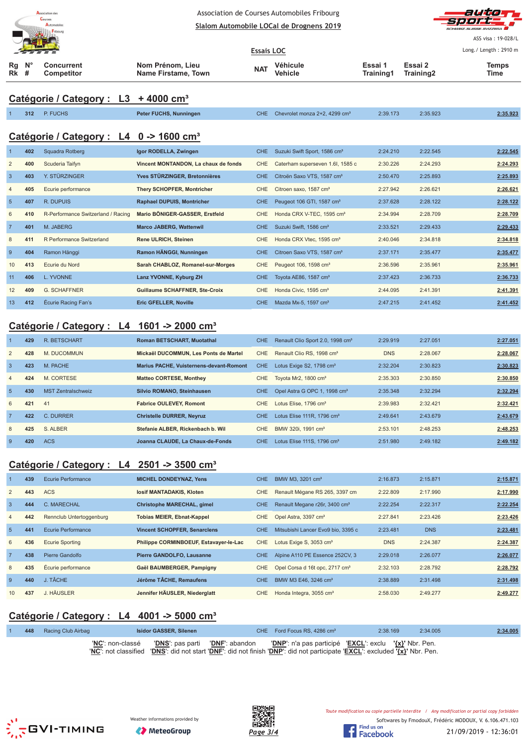Association de Courses Automobiles Fribourg

Slalom Automobile LOCal de Drognens 2019

ASS visa : 19-028/L

Essais LOC

Long./ Length : 2910 m

## Catégorie / Category : L3 + 4000 cm³

| Rg Rk | N° # | Concurrent Competitor | Nom Prénom, Lieu Name Firstame, Town | NAT | Véhicule Vehicle | Essai 1 Training1 | Essai 2 Training2 | Temps Time |
|---|---|---|---|---|---|---|---|---|
| 1 | 312 | P. FUCHS | Peter FUCHS, Nunningen | CHE | Chevrolet monza 2+2, 4299 cm³ | 2:39.173 | 2:35.923 | 2:35.923 |

## Catégorie / Category : L4 0 -> 1600 cm³

| Rg Rk | N° # | Concurrent Competitor | Nom Prénom, Lieu Name Firstame, Town | NAT | Véhicule Vehicle | Essai 1 Training1 | Essai 2 Training2 | Temps Time |
|---|---|---|---|---|---|---|---|---|
| 1 | 402 | Squadra Rotberg | Igor RODELLA, Zwingen | CHE | Suzuki Swift Sport, 1586 cm³ | 2:24.210 | 2:22.545 | 2:22.545 |
| 2 | 400 | Scuderia Taifyn | Vincent MONTANDON, La chaux de fonds | CHE | Caterham superseven 1.6l, 1585 c | 2:30.226 | 2:24.293 | 2:24.293 |
| 3 | 403 | Y. STÜRZINGER | Yves STÜRZINGER, Bretonnières | CHE | Citroën Saxo VTS, 1587 cm³ | 2:50.470 | 2:25.893 | 2:25.893 |
| 4 | 405 | Ecurie performance | Thery SCHOPFER, Montricher | CHE | Citroen saxo, 1587 cm³ | 2:27.942 | 2:26.621 | 2:26.621 |
| 5 | 407 | R. DUPUIS | Raphael DUPUIS, Montricher | CHE | Peugeot 106 GTI, 1587 cm³ | 2:37.628 | 2:28.122 | 2:28.122 |
| 6 | 410 | R-Performance Switzerland / Racing | Mario BÖNIGER-GASSER, Erstfeld | CHE | Honda CRX V-TEC, 1595 cm³ | 2:34.994 | 2:28.709 | 2:28.709 |
| 7 | 401 | M. JABERG | Marco JABERG, Wattenwil | CHE | Suzuki Swift, 1586 cm³ | 2:33.521 | 2:29.433 | 2:29.433 |
| 8 | 411 | R Performance Switzerland | Rene ULRICH, Steinen | CHE | Honda CRX Vtec, 1595 cm³ | 2:40.046 | 2:34.818 | 2:34.818 |
| 9 | 404 | Ramon Hänggi | Ramon HÄNGGI, Nunningen | CHE | Citroen Saxo VTS, 1587 cm³ | 2:37.171 | 2:35.477 | 2:35.477 |
| 10 | 413 | Ecurie du Nord | Sarah CHABLOZ, Romanel-sur-Morges | CHE | Peugeot 106, 1598 cm³ | 2:36.596 | 2:35.961 | 2:35.961 |
| 11 | 406 | L. YVONNE | Lanz YVONNE, Kyburg ZH | CHE | Toyota AE86, 1587 cm³ | 2:37.423 | 2:36.733 | 2:36.733 |
| 12 | 409 | G. SCHAFFNER | Guillaume SCHAFFNER, Ste-Croix | CHE | Honda Civic, 1595 cm³ | 2:44.095 | 2:41.391 | 2:41.391 |
| 13 | 412 | Écurie Racing Fan's | Eric GFELLER, Noville | CHE | Mazda Mx-5, 1597 cm³ | 2:47.215 | 2:41.452 | 2:41.452 |

## Catégorie / Category : L4 1601 -> 2000 cm³

| Rg Rk | N° # | Concurrent Competitor | Nom Prénom, Lieu Name Firstame, Town | NAT | Véhicule Vehicle | Essai 1 Training1 | Essai 2 Training2 | Temps Time |
|---|---|---|---|---|---|---|---|---|
| 1 | 429 | R. BETSCHART | Roman BETSCHART, Muotathal | CHE | Renault Clio Sport 2.0, 1998 cm³ | 2:29.919 | 2:27.051 | 2:27.051 |
| 2 | 428 | M. DUCOMMUN | Mickaël DUCOMMUN, Les Ponts de Martel | CHE | Renault Clio RS, 1998 cm³ | DNS | 2:28.067 | 2:28.067 |
| 3 | 423 | M. PACHE | Marius PACHE, Vuisternens-devant-Romont | CHE | Lotus Exige S2, 1798 cm³ | 2:32.204 | 2:30.823 | 2:30.823 |
| 4 | 424 | M. CORTESE | Matteo CORTESE, Monthey | CHE | Toyota Mr2, 1800 cm³ | 2:35.303 | 2:30.850 | 2:30.850 |
| 5 | 430 | MST Zentralschweiz | Silvio ROMANO, Steinhausen | CHE | Opel Astra G OPC 1, 1998 cm³ | 2:35.348 | 2:32.294 | 2:32.294 |
| 6 | 421 | 41 | Fabrice OULEVEY, Romont | CHE | Lotus Elise, 1796 cm³ | 2:39.983 | 2:32.421 | 2:32.421 |
| 7 | 422 | C. DURRER | Christelle DURRER, Neyruz | CHE | Lotus Elise 111R, 1796 cm³ | 2:49.641 | 2:43.679 | 2:43.679 |
| 8 | 425 | S. ALBER | Stefanie ALBER, Rickenbach b. Wil | CHE | BMW 320i, 1991 cm³ | 2:53.101 | 2:48.253 | 2:48.253 |
| 9 | 420 | ACS | Joanna CLAUDE, La Chaux-de-Fonds | CHE | Lotus Elise 111S, 1796 cm³ | 2:51.980 | 2:49.182 | 2:49.182 |

## Catégorie / Category : L4 2501 -> 3500 cm³

| Rg Rk | N° # | Concurrent Competitor | Nom Prénom, Lieu Name Firstame, Town | NAT | Véhicule Vehicle | Essai 1 Training1 | Essai 2 Training2 | Temps Time |
|---|---|---|---|---|---|---|---|---|
| 1 | 439 | Ecurie Performance | MICHEL DONDEYNAZ, Yens | CHE | BMW M3, 3201 cm³ | 2:16.873 | 2:15.871 | 2:15.871 |
| 2 | 443 | ACS | Iosif MANTADAKIS, Kloten | CHE | Renault Mégane RS 265, 3397 cm | 2:22.809 | 2:17.990 | 2:17.990 |
| 3 | 444 | C. MARECHAL | Christophe MARECHAL, gimel | CHE | Renault Megane r26r, 3400 cm³ | 2:22.254 | 2:22.317 | 2:22.254 |
| 4 | 442 | Rennclub Untertoggenburg | Tobias MEIER, Ebnat-Kappel | CHE | Opel Astra, 3397 cm³ | 2:27.841 | 2:23.426 | 2:23.426 |
| 5 | 441 | Ecurie Performance | Vincent SCHOPFER, Senarclens | CHE | Mitsubishi Lancer Evo9 bio, 3395 c | 2:23.481 | DNS | 2:23.481 |
| 6 | 436 | Ecurie Sporting | Philippe CORMINBOEUF, Estavayer-le-Lac | CHE | Lotus Exige S, 3053 cm³ | DNS | 2:24.387 | 2:24.387 |
| 7 | 438 | Pierre Gandolfo | Pierre GANDOLFO, Lausanne | CHE | Alpine A110 PE Essence 252CV, 3 | 2:29.018 | 2:26.077 | 2:26.077 |
| 8 | 435 | Écurie performance | Gaël BAUMBERGER, Pampigny | CHE | Opel Corsa d 16t opc, 2717 cm³ | 2:32.103 | 2:28.792 | 2:28.792 |
| 9 | 440 | J. TÂCHE | Jérôme TÂCHE, Remaufens | CHE | BMW M3 E46, 3246 cm³ | 2:38.889 | 2:31.498 | 2:31.498 |
| 10 | 437 | J. HÄUSLER | Jennifer HÄUSLER, Niederglatt | CHE | Honda Integra, 3055 cm³ | 2:58.030 | 2:49.277 | 2:49.277 |

## Catégorie / Category : L4 4001 -> 5000 cm³

| Rg Rk | N° # | Concurrent Competitor | Nom Prénom, Lieu Name Firstame, Town | NAT | Véhicule Vehicle | Essai 1 Training1 | Essai 2 Training2 | Temps Time |
|---|---|---|---|---|---|---|---|---|
| 1 | 448 | Racing Club Airbag | Isidor GASSER, Silenen | CHE | Ford Focus RS, 4286 cm³ | 2:38.169 | 2:34.005 | 2:34.005 |

'NC': non-classé 'DNS': pas parti 'DNF': abandon 'DNP': n'a pas participé 'EXCL': exclu '{x}' Nbr. Pen.
'NC': not classified 'DNS': did not start 'DNF': did not finish 'DNP': did not participate 'EXCL': excluded '{x}' Nbr. Pen.

Weather informations provided by MeteoGroup

Toute modification ou copie partielle interdite / Any modification or partial copy forbidden

Softwares by FmodouX, Frédéric MODOUX, V. 6.106.471.103

21/09/2019 - 12:36:01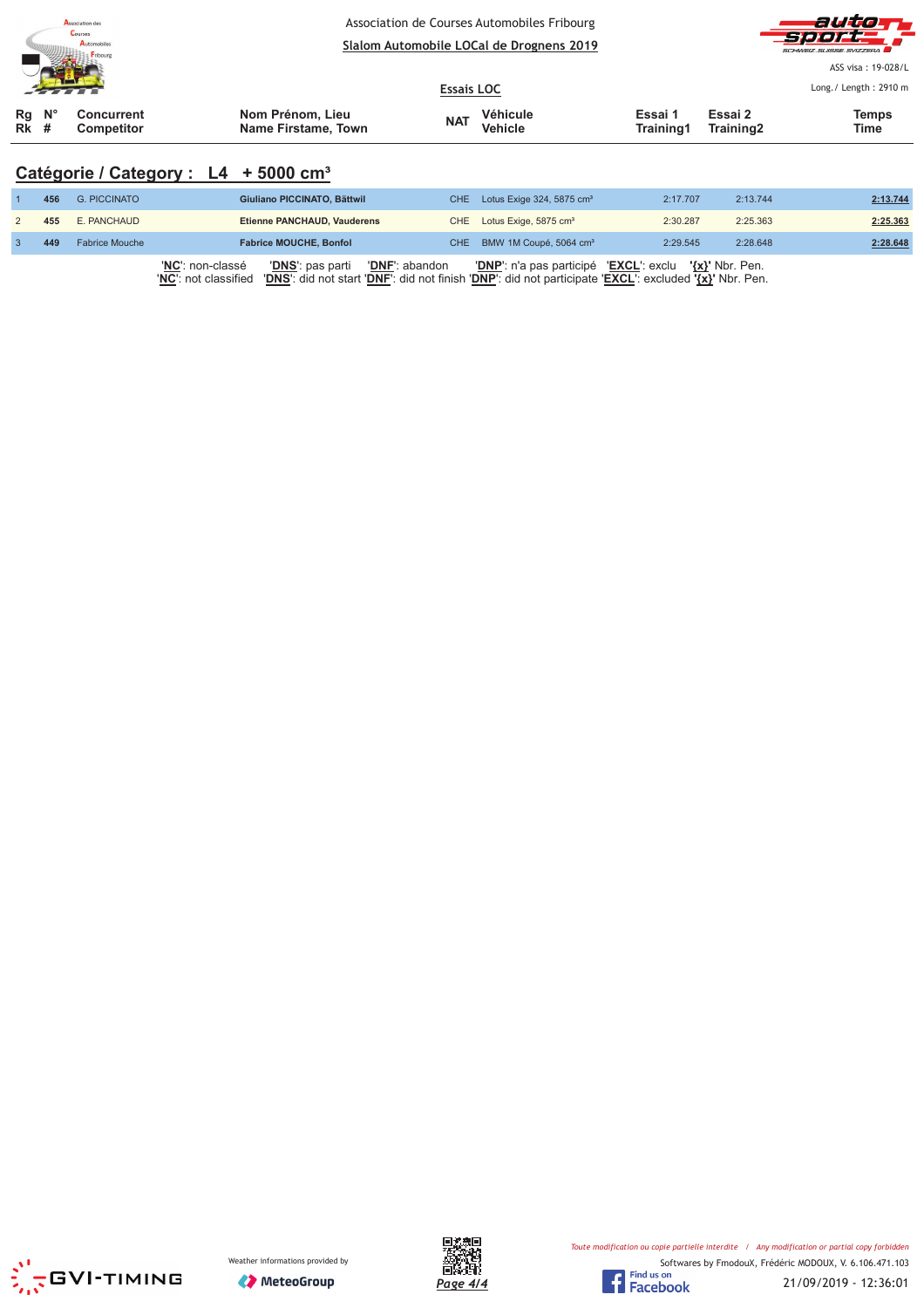Association de Courses Automobiles Fribourg

**Slalom Automobile LOCal de Drognens 2019**

ASS visa : 19-028/L

**Essais LOC**

Long./ Length : 2910 m

## Catégorie / Category : L4 + 5000 cm³

| Rg Rk | N° # | Concurrent Competitor | Nom Prénom, Lieu Name Firstame, Town | NAT | Véhicule Vehicle | Essai 1 Training1 | Essai 2 Training2 | Temps Time |
|---|---|---|---|---|---|---|---|---|
| 1 | 456 | G. PICCINATO | **Giuliano PICCINATO, Bättwil** | CHE | Lotus Exige 324, 5875 cm³ | 2:17.707 | 2:13.744 | **2:13.744** |
| 2 | 455 | E. PANCHAUD | **Etienne PANCHAUD, Vauderens** | CHE | Lotus Exige, 5875 cm³ | 2:30.287 | 2:25.363 | **2:25.363** |
| 3 | 449 | Fabrice Mouche | **Fabrice MOUCHE, Bonfol** | CHE | BMW 1M Coupé, 5064 cm³ | 2:29.545 | 2:28.648 | **2:28.648** |

'**NC**': non-classé '**DNS**': pas parti '**DNF**': abandon '**DNP**': n'a pas participé '**EXCL**': exclu '**{x}**' Nbr. Pen.
'**NC**': not classified '**DNS**': did not start '**DNF**': did not finish '**DNP**': did not participate '**EXCL**': excluded '**{x}**' Nbr. Pen.

Weather informations provided by MeteoGroup

*Toute modification ou copie partielle interdite / Any modification or partial copy forbidden*

Softwares by FmodouX, Frédéric MODOUX, V. 6.106.471.103

21/09/2019 - 12:36:01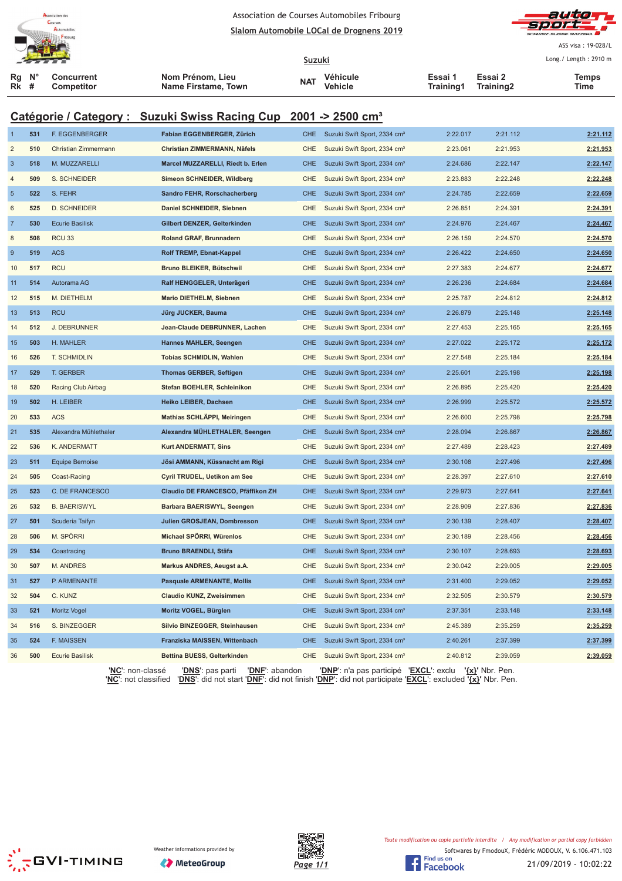Association de Courses Automobiles Fribourg

Slalom Automobile LOCal de Drognens 2019

ASS visa : 19-028/L

Long./ Length : 2910 m

Suzuki

## Catégorie / Category : Suzuki Swiss Racing Cup 2001 -> 2500 cm³

| Rg Rk | N° # | Concurrent Competitor | Nom Prénom, Lieu Name Firstame, Town | NAT | Véhicule Vehicle | Essai 1 Training1 | Essai 2 Training2 | Temps Time |
|---|---|---|---|---|---|---|---|---|
| 1 | 531 | F. EGGENBERGER | Fabian EGGENBERGER, Zürich | CHE | Suzuki Swift Sport, 2334 cm³ | 2:22.017 | 2:21.112 | 2:21.112 |
| 2 | 510 | Christian Zimmermann | Christian ZIMMERMANN, Näfels | CHE | Suzuki Swift Sport, 2334 cm³ | 2:23.061 | 2:21.953 | 2:21.953 |
| 3 | 518 | M. MUZZARELLI | Marcel MUZZARELLI, Riedt b. Erlen | CHE | Suzuki Swift Sport, 2334 cm³ | 2:24.686 | 2:22.147 | 2:22.147 |
| 4 | 509 | S. SCHNEIDER | Simeon SCHNEIDER, Wildberg | CHE | Suzuki Swift Sport, 2334 cm³ | 2:23.883 | 2:22.248 | 2:22.248 |
| 5 | 522 | S. FEHR | Sandro FEHR, Rorschacherberg | CHE | Suzuki Swift Sport, 2334 cm³ | 2:24.785 | 2:22.659 | 2:22.659 |
| 6 | 525 | D. SCHNEIDER | Daniel SCHNEIDER, Siebnen | CHE | Suzuki Swift Sport, 2334 cm³ | 2:26.851 | 2:24.391 | 2:24.391 |
| 7 | 530 | Ecurie Basilisk | Gilbert DENZER, Gelterkinden | CHE | Suzuki Swift Sport, 2334 cm³ | 2:24.976 | 2:24.467 | 2:24.467 |
| 8 | 508 | RCU 33 | Roland GRAF, Brunnadern | CHE | Suzuki Swift Sport, 2334 cm³ | 2:26.159 | 2:24.570 | 2:24.570 |
| 9 | 519 | ACS | Rolf TREMP, Ebnat-Kappel | CHE | Suzuki Swift Sport, 2334 cm³ | 2:26.422 | 2:24.650 | 2:24.650 |
| 10 | 517 | RCU | Bruno BLEIKER, Bütschwil | CHE | Suzuki Swift Sport, 2334 cm³ | 2:27.383 | 2:24.677 | 2:24.677 |
| 11 | 514 | Autorama AG | Ralf HENGGELER, Unterägeri | CHE | Suzuki Swift Sport, 2334 cm³ | 2:26.236 | 2:24.684 | 2:24.684 |
| 12 | 515 | M. DIETHELM | Mario DIETHELM, Siebnen | CHE | Suzuki Swift Sport, 2334 cm³ | 2:25.787 | 2:24.812 | 2:24.812 |
| 13 | 513 | RCU | Jürg JUCKER, Bauma | CHE | Suzuki Swift Sport, 2334 cm³ | 2:26.879 | 2:25.148 | 2:25.148 |
| 14 | 512 | J. DEBRUNNER | Jean-Claude DEBRUNNER, Lachen | CHE | Suzuki Swift Sport, 2334 cm³ | 2:27.453 | 2:25.165 | 2:25.165 |
| 15 | 503 | H. MAHLER | Hannes MAHLER, Seengen | CHE | Suzuki Swift Sport, 2334 cm³ | 2:27.022 | 2:25.172 | 2:25.172 |
| 16 | 526 | T. SCHMIDLIN | Tobias SCHMIDLIN, Wahlen | CHE | Suzuki Swift Sport, 2334 cm³ | 2:27.548 | 2:25.184 | 2:25.184 |
| 17 | 529 | T. GERBER | Thomas GERBER, Seftigen | CHE | Suzuki Swift Sport, 2334 cm³ | 2:25.601 | 2:25.198 | 2:25.198 |
| 18 | 520 | Racing Club Airbag | Stefan BOEHLER, Schleinikon | CHE | Suzuki Swift Sport, 2334 cm³ | 2:26.895 | 2:25.420 | 2:25.420 |
| 19 | 502 | H. LEIBER | Heiko LEIBER, Dachsen | CHE | Suzuki Swift Sport, 2334 cm³ | 2:26.999 | 2:25.572 | 2:25.572 |
| 20 | 533 | ACS | Mathias SCHLÄPPI, Meiringen | CHE | Suzuki Swift Sport, 2334 cm³ | 2:26.600 | 2:25.798 | 2:25.798 |
| 21 | 535 | Alexandra Mühlethaler | Alexandra MÜHLETHALER, Seengen | CHE | Suzuki Swift Sport, 2334 cm³ | 2:28.094 | 2:26.867 | 2:26.867 |
| 22 | 536 | K. ANDERMATT | Kurt ANDERMATT, Sins | CHE | Suzuki Swift Sport, 2334 cm³ | 2:27.489 | 2:28.423 | 2:27.489 |
| 23 | 511 | Equipe Bernoise | Jösi AMMANN, Küssnacht am Rigi | CHE | Suzuki Swift Sport, 2334 cm³ | 2:30.108 | 2:27.496 | 2:27.496 |
| 24 | 505 | Coast-Racing | Cyril TRUDEL, Uetikon am See | CHE | Suzuki Swift Sport, 2334 cm³ | 2:28.397 | 2:27.610 | 2:27.610 |
| 25 | 523 | C. DE FRANCESCO | Claudio DE FRANCESCO, Pfäffikon ZH | CHE | Suzuki Swift Sport, 2334 cm³ | 2:29.973 | 2:27.641 | 2:27.641 |
| 26 | 532 | B. BAERISWYL | Barbara BAERISWYL, Seengen | CHE | Suzuki Swift Sport, 2334 cm³ | 2:28.909 | 2:27.836 | 2:27.836 |
| 27 | 501 | Scuderia Taifyn | Julien GROSJEAN, Dombresson | CHE | Suzuki Swift Sport, 2334 cm³ | 2:30.139 | 2:28.407 | 2:28.407 |
| 28 | 506 | M. SPÖRRI | Michael SPÖRRI, Würenlos | CHE | Suzuki Swift Sport, 2334 cm³ | 2:30.189 | 2:28.456 | 2:28.456 |
| 29 | 534 | Coastracing | Bruno BRAENDLI, Stäfa | CHE | Suzuki Swift Sport, 2334 cm³ | 2:30.107 | 2:28.693 | 2:28.693 |
| 30 | 507 | M. ANDRES | Markus ANDRES, Aeugst a.A. | CHE | Suzuki Swift Sport, 2334 cm³ | 2:30.042 | 2:29.005 | 2:29.005 |
| 31 | 527 | P. ARMENANTE | Pasquale ARMENANTE, Mollis | CHE | Suzuki Swift Sport, 2334 cm³ | 2:31.400 | 2:29.052 | 2:29.052 |
| 32 | 504 | C. KUNZ | Claudio KUNZ, Zweisimmen | CHE | Suzuki Swift Sport, 2334 cm³ | 2:32.505 | 2:30.579 | 2:30.579 |
| 33 | 521 | Moritz Vogel | Moritz VOGEL, Bürglen | CHE | Suzuki Swift Sport, 2334 cm³ | 2:37.351 | 2:33.148 | 2:33.148 |
| 34 | 516 | S. BINZEGGER | Silvio BINZEGGER, Steinhausen | CHE | Suzuki Swift Sport, 2334 cm³ | 2:45.389 | 2:35.259 | 2:35.259 |
| 35 | 524 | F. MAISSEN | Franziska MAISSEN, Wittenbach | CHE | Suzuki Swift Sport, 2334 cm³ | 2:40.261 | 2:37.399 | 2:37.399 |
| 36 | 500 | Ecurie Basilisk | Bettina BUESS, Gelterkinden | CHE | Suzuki Swift Sport, 2334 cm³ | 2:40.812 | 2:39.059 | 2:39.059 |

'NC': non-classé 'DNS': pas parti 'DNF': abandon 'DNP': n'a pas participé 'EXCL': exclu '{x}' Nbr. Pen.
'NC': not classified 'DNS': did not start 'DNF': did not finish 'DNP': did not participate 'EXCL': excluded '{x}' Nbr. Pen.

Weather informations provided by MeteoGroup

Toute modification ou copie partielle interdite / Any modification or partial copy forbidden

Softwares by FmodouX, Frédéric MODOUX, V. 6.106.471.103

21/09/2019 - 10:02:22